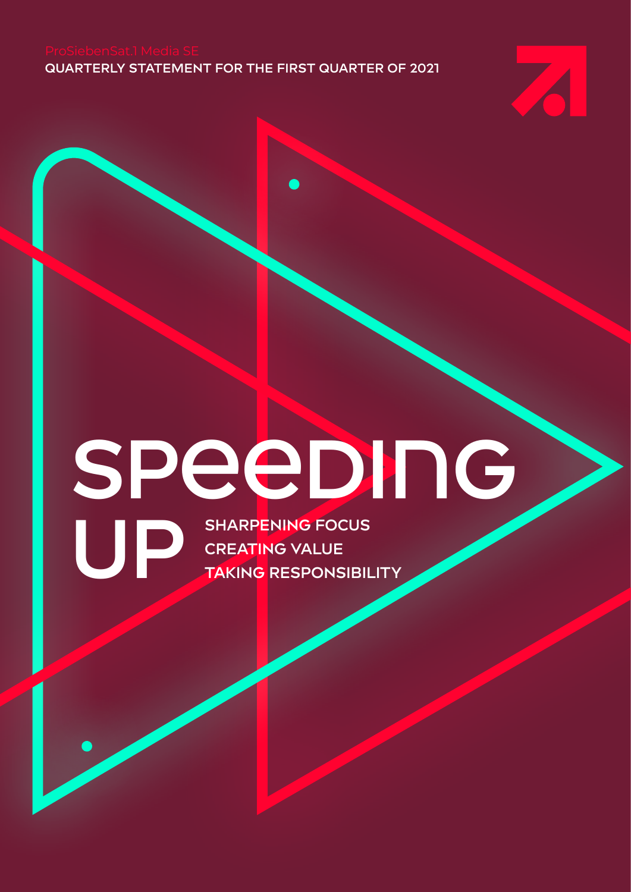ProSiebenSat.1 Media SE

QUARTERLY STATEMENT FOR THE FIRST QUARTER OF 2021

# SPEEDING UP

SHARPENING FOCUS
CREATING VALUE
TAKING RESPONSIBILITY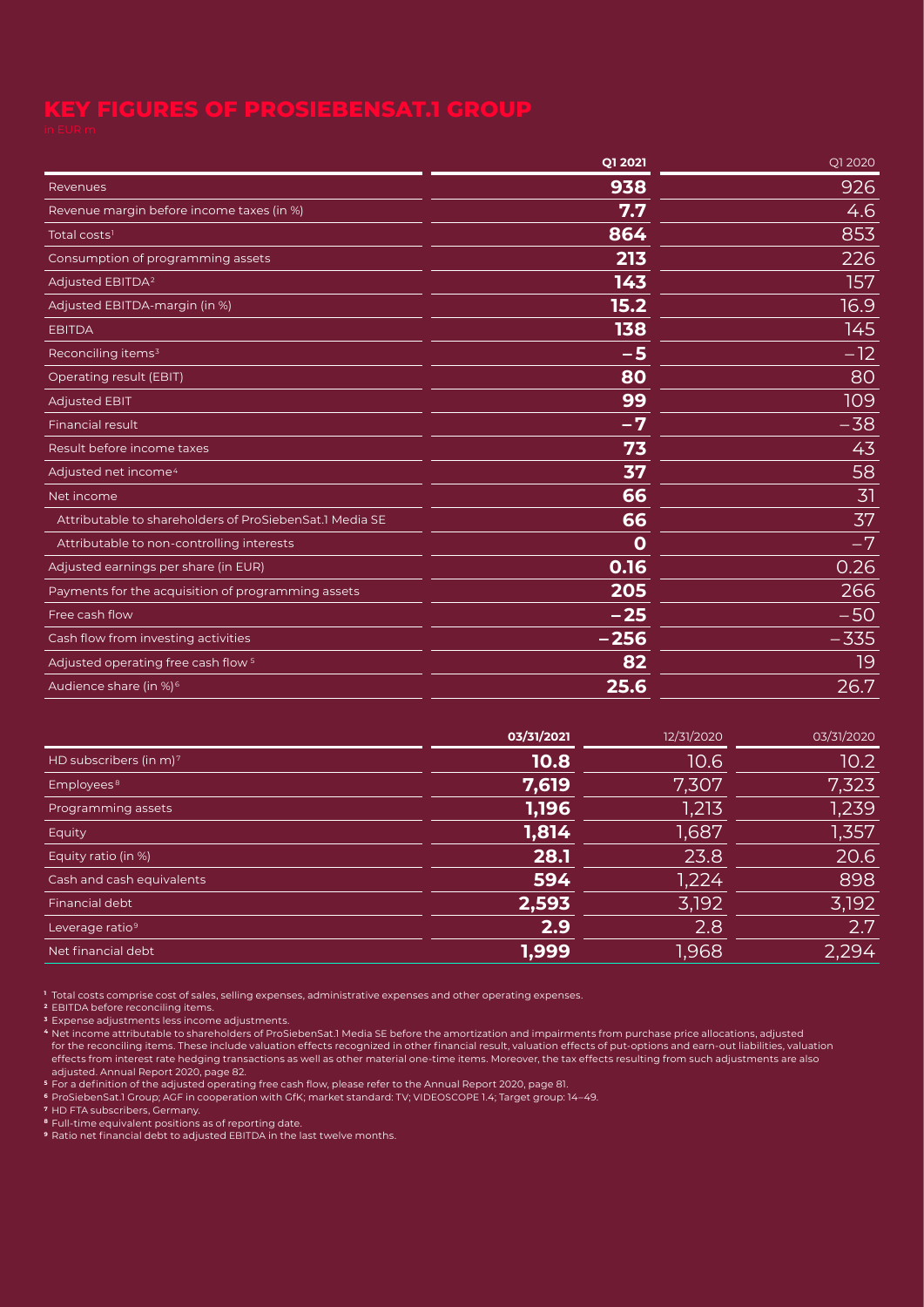# KEY FIGURES OF PROSIEBENSAT.1 GROUP

In EUR m

| | **Q1 2021** | Q1 2020 |
|---|---|---|
| Revenues | **938** | 926 |
| Revenue margin before income taxes (in %) | **7.7** | 4.6 |
| Total costs[1] | **864** | 853 |
| Consumption of programming assets | **213** | 226 |
| Adjusted EBITDA[2] | **143** | 157 |
| Adjusted EBITDA-margin (in %) | **15.2** | 16.9 |
| EBITDA | **138** | 145 |
| Reconciling items[3] | **–5** | –12 |
| Operating result (EBIT) | **80** | 80 |
| Adjusted EBIT | **99** | 109 |
| Financial result | **–7** | –38 |
| Result before income taxes | **73** | 43 |
| Adjusted net income[4] | **37** | 58 |
| Net income | **66** | 31 |
| Attributable to shareholders of ProSiebenSat.1 Media SE | **66** | 37 |
| Attributable to non-controlling interests | **0** | –7 |
| Adjusted earnings per share (in EUR) | **0.16** | 0.26 |
| Payments for the acquisition of programming assets | **205** | 266 |
| Free cash flow | **–25** | –50 |
| Cash flow from investing activities | **–256** | –335 |
| Adjusted operating free cash flow[5] | **82** | 19 |
| Audience share (in %)[6] | **25.6** | 26.7 |

| | **03/31/2021** | 12/31/2020 | 03/31/2020 |
|---|---|---|---|
| HD subscribers (in m)[7] | **10.8** | 10.6 | 10.2 |
| Employees[8] | **7,619** | 7,307 | 7,323 |
| Programming assets | **1,196** | 1,213 | 1,239 |
| Equity | **1,814** | 1,687 | 1,357 |
| Equity ratio (in %) | **28.1** | 23.8 | 20.6 |
| Cash and cash equivalents | **594** | 1,224 | 898 |
| Financial debt | **2,593** | 3,192 | 3,192 |
| Leverage ratio[9] | **2.9** | 2.8 | 2.7 |
| Net financial debt | **1,999** | 1,968 | 2,294 |

[1] Total costs comprise cost of sales, selling expenses, administrative expenses and other operating expenses.

[2] EBITDA before reconciling items.

[3] Expense adjustments less income adjustments.

[4] Net income attributable to shareholders of ProSiebenSat.1 Media SE before the amortization and impairments from purchase price allocations, adjusted for the reconciling items. These include valuation effects recognized in other financial result, valuation effects of put-options and earn-out liabilities, valuation effects from interest rate hedging transactions as well as other material one-time items. Moreover, the tax effects resulting from such adjustments are also adjusted. Annual Report 2020, page 82.

[5] For a definition of the adjusted operating free cash flow, please refer to the Annual Report 2020, page 81.

[6] ProSiebenSat.1 Group; AGF in cooperation with GfK; market standard: TV; VIDEOSCOPE 1.4; Target group: 14–49.

[7] HD FTA subscribers, Germany.

[8] Full-time equivalent positions as of reporting date.

[9] Ratio net financial debt to adjusted EBITDA in the last twelve months.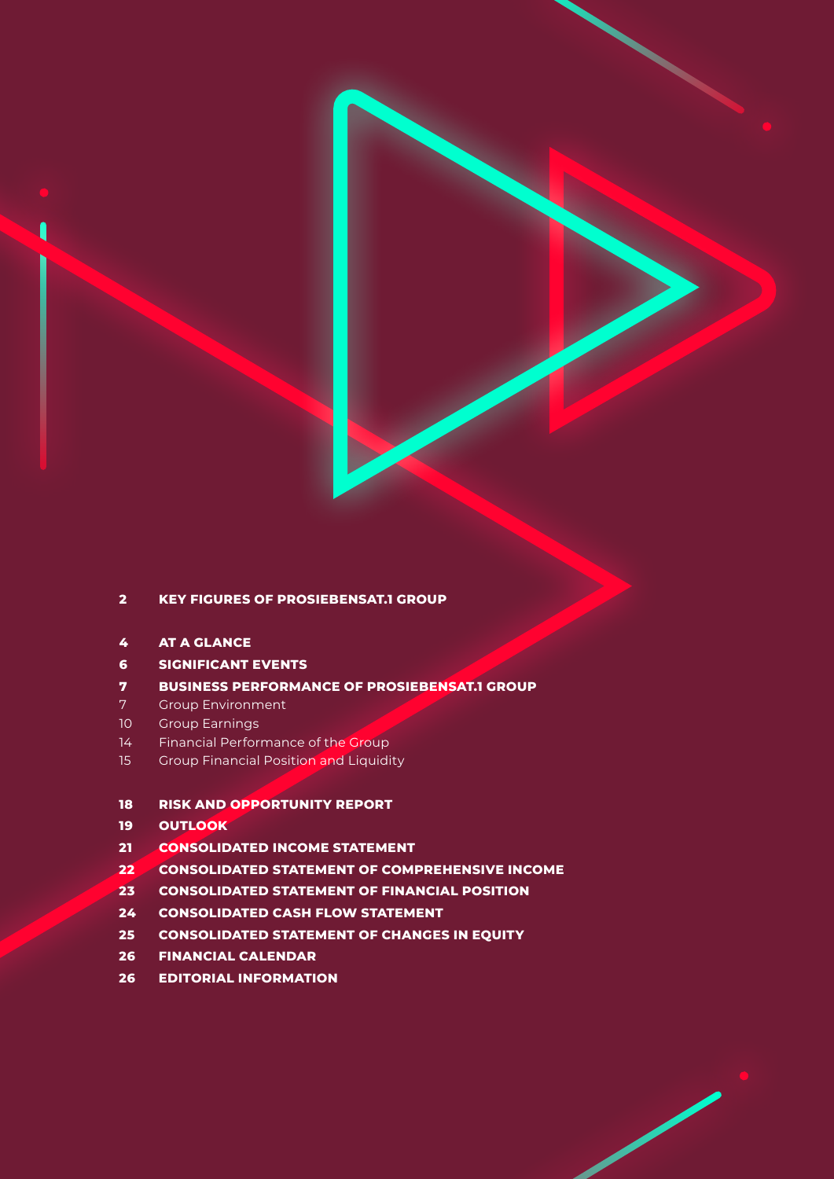| | |
|---|---|
| **2** | **KEY FIGURES OF PROSIEBENSAT.1 GROUP** |
| **4** | **AT A GLANCE** |
| **6** | **SIGNIFICANT EVENTS** |
| **7** | **BUSINESS PERFORMANCE OF PROSIEBENSAT.1 GROUP** |
| 7 | Group Environment |
| 10 | Group Earnings |
| 14 | Financial Performance of the Group |
| 15 | Group Financial Position and Liquidity |
| **18** | **RISK AND OPPORTUNITY REPORT** |
| **19** | **OUTLOOK** |
| **21** | **CONSOLIDATED INCOME STATEMENT** |
| **22** | **CONSOLIDATED STATEMENT OF COMPREHENSIVE INCOME** |
| **23** | **CONSOLIDATED STATEMENT OF FINANCIAL POSITION** |
| **24** | **CONSOLIDATED CASH FLOW STATEMENT** |
| **25** | **CONSOLIDATED STATEMENT OF CHANGES IN EQUITY** |
| **26** | **FINANCIAL CALENDAR** |
| **26** | **EDITORIAL INFORMATION** |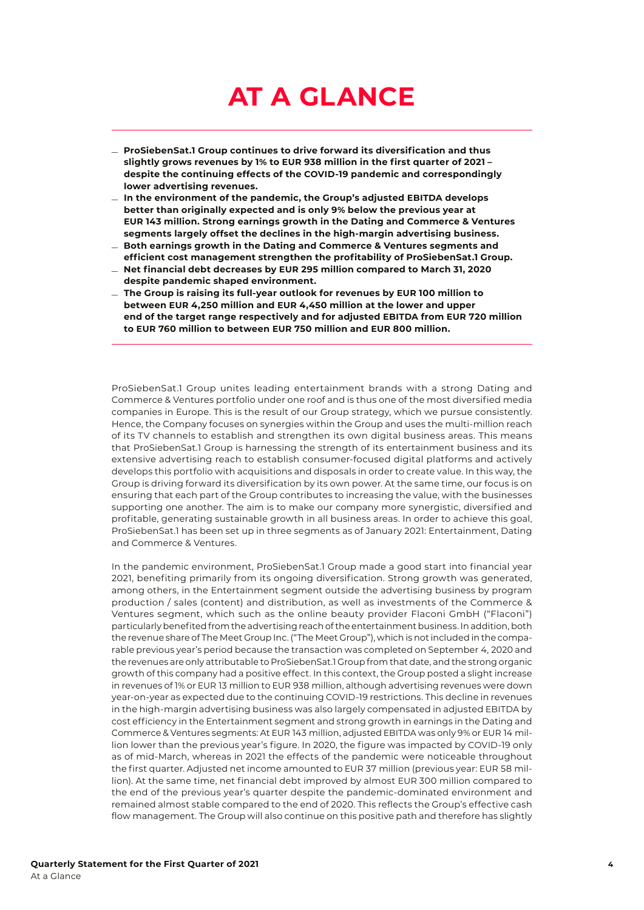# AT A GLANCE

- **ProSiebenSat.1 Group continues to drive forward its diversification and thus slightly grows revenues by 1% to EUR 938 million in the first quarter of 2021 – despite the continuing effects of the COVID-19 pandemic and correspondingly lower advertising revenues.**
- **In the environment of the pandemic, the Group's adjusted EBITDA develops better than originally expected and is only 9% below the previous year at EUR 143 million. Strong earnings growth in the Dating and Commerce & Ventures segments largely offset the declines in the high-margin advertising business.**
- **Both earnings growth in the Dating and Commerce & Ventures segments and efficient cost management strengthen the profitability of ProSiebenSat.1 Group.**
- **Net financial debt decreases by EUR 295 million compared to March 31, 2020 despite pandemic shaped environment.**
- **The Group is raising its full-year outlook for revenues by EUR 100 million to between EUR 4,250 million and EUR 4,450 million at the lower and upper end of the target range respectively and for adjusted EBITDA from EUR 720 million to EUR 760 million to between EUR 750 million and EUR 800 million.**

ProSiebenSat.1 Group unites leading entertainment brands with a strong Dating and Commerce & Ventures portfolio under one roof and is thus one of the most diversified media companies in Europe. This is the result of our Group strategy, which we pursue consistently. Hence, the Company focuses on synergies within the Group and uses the multi-million reach of its TV channels to establish and strengthen its own digital business areas. This means that ProSiebenSat.1 Group is harnessing the strength of its entertainment business and its extensive advertising reach to establish consumer-focused digital platforms and actively develops this portfolio with acquisitions and disposals in order to create value. In this way, the Group is driving forward its diversification by its own power. At the same time, our focus is on ensuring that each part of the Group contributes to increasing the value, with the businesses supporting one another. The aim is to make our company more synergistic, diversified and profitable, generating sustainable growth in all business areas. In order to achieve this goal, ProSiebenSat.1 has been set up in three segments as of January 2021: Entertainment, Dating and Commerce & Ventures.

In the pandemic environment, ProSiebenSat.1 Group made a good start into financial year 2021, benefiting primarily from its ongoing diversification. Strong growth was generated, among others, in the Entertainment segment outside the advertising business by program production / sales (content) and distribution, as well as investments of the Commerce & Ventures segment, which such as the online beauty provider Flaconi GmbH ("Flaconi") particularly benefited from the advertising reach of the entertainment business. In addition, both the revenue share of The Meet Group Inc. ("The Meet Group"), which is not included in the comparable previous year's period because the transaction was completed on September 4, 2020 and the revenues are only attributable to ProSiebenSat.1 Group from that date, and the strong organic growth of this company had a positive effect. In this context, the Group posted a slight increase in revenues of 1% or EUR 13 million to EUR 938 million, although advertising revenues were down year-on-year as expected due to the continuing COVID-19 restrictions. This decline in revenues in the high-margin advertising business was also largely compensated in adjusted EBITDA by cost efficiency in the Entertainment segment and strong growth in earnings in the Dating and Commerce & Ventures segments: At EUR 143 million, adjusted EBITDA was only 9% or EUR 14 million lower than the previous year's figure. In 2020, the figure was impacted by COVID-19 only as of mid-March, whereas in 2021 the effects of the pandemic were noticeable throughout the first quarter. Adjusted net income amounted to EUR 37 million (previous year: EUR 58 million). At the same time, net financial debt improved by almost EUR 300 million compared to the end of the previous year's quarter despite the pandemic-dominated environment and remained almost stable compared to the end of 2020. This reflects the Group's effective cash flow management. The Group will also continue on this positive path and therefore has slightly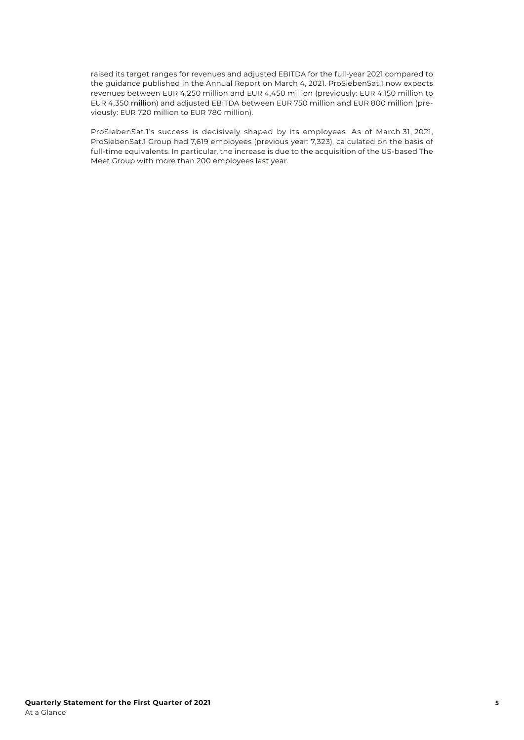raised its target ranges for revenues and adjusted EBITDA for the full-year 2021 compared to the guidance published in the Annual Report on March 4, 2021. ProSiebenSat.1 now expects revenues between EUR 4,250 million and EUR 4,450 million (previously: EUR 4,150 million to EUR 4,350 million) and adjusted EBITDA between EUR 750 million and EUR 800 million (previously: EUR 720 million to EUR 780 million).

ProSiebenSat.1's success is decisively shaped by its employees. As of March 31, 2021, ProSiebenSat.1 Group had 7,619 employees (previous year: 7,323), calculated on the basis of full-time equivalents. In particular, the increase is due to the acquisition of the US-based The Meet Group with more than 200 employees last year.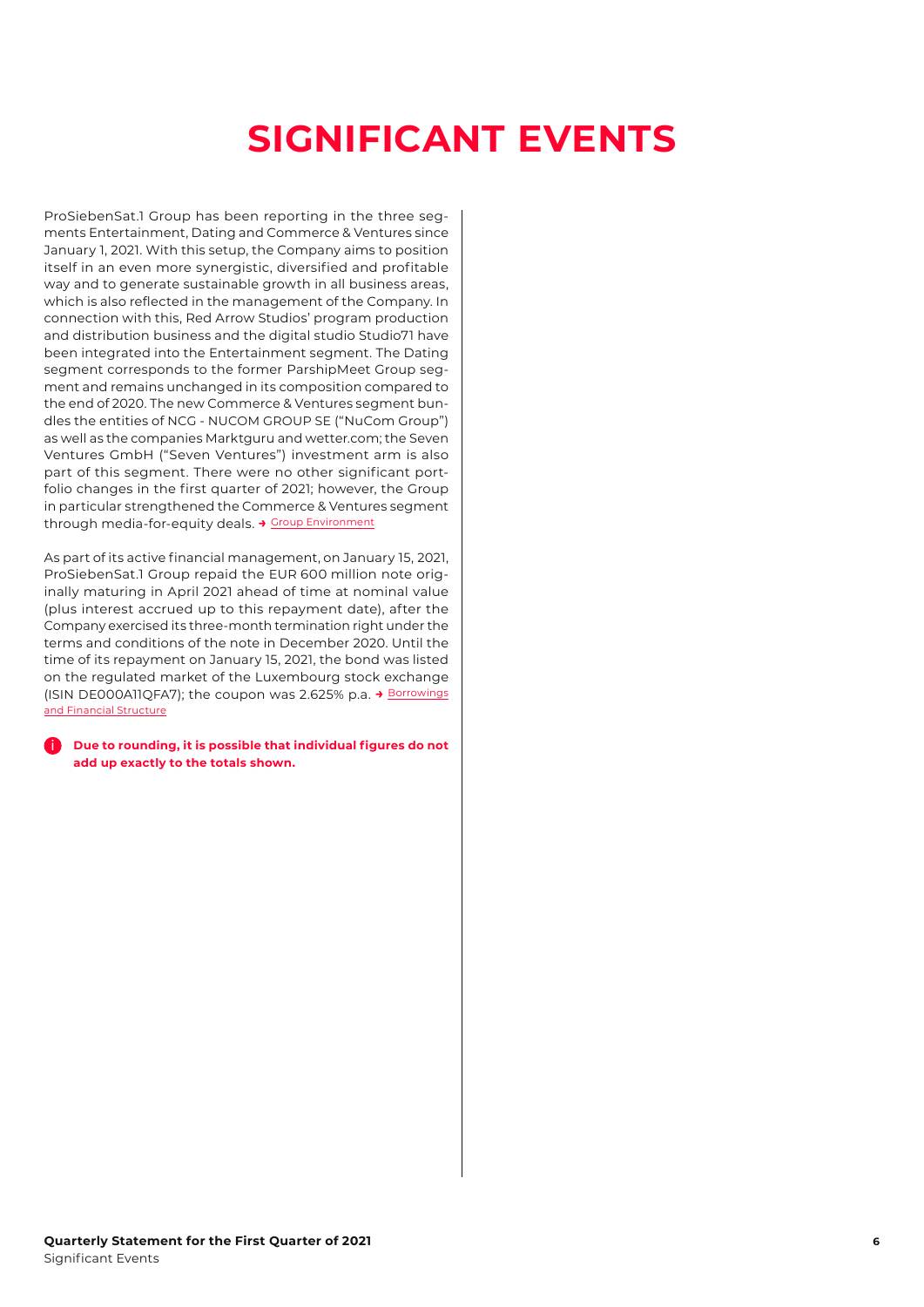# SIGNIFICANT EVENTS

ProSiebenSat.1 Group has been reporting in the three segments Entertainment, Dating and Commerce & Ventures since January 1, 2021. With this setup, the Company aims to position itself in an even more synergistic, diversified and profitable way and to generate sustainable growth in all business areas, which is also reflected in the management of the Company. In connection with this, Red Arrow Studios' program production and distribution business and the digital studio Studio71 have been integrated into the Entertainment segment. The Dating segment corresponds to the former ParshipMeet Group segment and remains unchanged in its composition compared to the end of 2020. The new Commerce & Ventures segment bundles the entities of NCG - NUCOM GROUP SE ("NuCom Group") as well as the companies Marktguru and wetter.com; the Seven Ventures GmbH ("Seven Ventures") investment arm is also part of this segment. There were no other significant portfolio changes in the first quarter of 2021; however, the Group in particular strengthened the Commerce & Ventures segment through media-for-equity deals. → Group Environment

As part of its active financial management, on January 15, 2021, ProSiebenSat.1 Group repaid the EUR 600 million note originally maturing in April 2021 ahead of time at nominal value (plus interest accrued up to this repayment date), after the Company exercised its three-month termination right under the terms and conditions of the note in December 2020. Until the time of its repayment on January 15, 2021, the bond was listed on the regulated market of the Luxembourg stock exchange (ISIN DE000A11QFA7); the coupon was 2.625% p.a. → Borrowings and Financial Structure

**Due to rounding, it is possible that individual figures do not add up exactly to the totals shown.**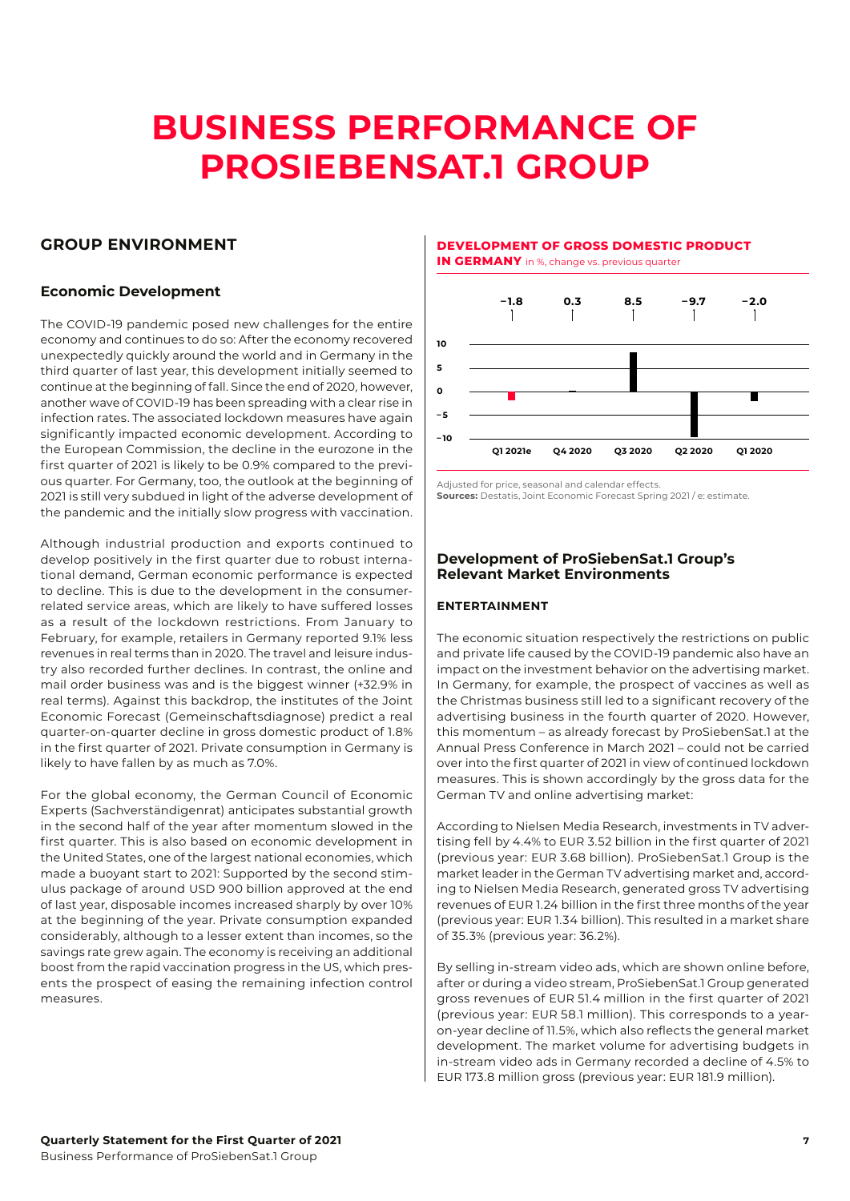# BUSINESS PERFORMANCE OF PROSIEBENSAT.1 GROUP

## GROUP ENVIRONMENT

### Economic Development

The COVID-19 pandemic posed new challenges for the entire economy and continues to do so: After the economy recovered unexpectedly quickly around the world and in Germany in the third quarter of last year, this development initially seemed to continue at the beginning of fall. Since the end of 2020, however, another wave of COVID-19 has been spreading with a clear rise in infection rates. The associated lockdown measures have again significantly impacted economic development. According to the European Commission, the decline in the eurozone in the first quarter of 2021 is likely to be 0.9% compared to the previous quarter. For Germany, too, the outlook at the beginning of 2021 is still very subdued in light of the adverse development of the pandemic and the initially slow progress with vaccination.

Although industrial production and exports continued to develop positively in the first quarter due to robust international demand, German economic performance is expected to decline. This is due to the development in the consumer-related service areas, which are likely to have suffered losses as a result of the lockdown restrictions. From January to February, for example, retailers in Germany reported 9.1% less revenues in real terms than in 2020. The travel and leisure industry also recorded further declines. In contrast, the online and mail order business was and is the biggest winner (+32.9% in real terms). Against this backdrop, the institutes of the Joint Economic Forecast (Gemeinschaftsdiagnose) predict a real quarter-on-quarter decline in gross domestic product of 1.8% in the first quarter of 2021. Private consumption in Germany is likely to have fallen by as much as 7.0%.

For the global economy, the German Council of Economic Experts (Sachverständigenrat) anticipates substantial growth in the second half of the year after momentum slowed in the first quarter. This is also based on economic development in the United States, one of the largest national economies, which made a buoyant start to 2021: Supported by the second stimulus package of around USD 900 billion approved at the end of last year, disposable incomes increased sharply by over 10% at the beginning of the year. Private consumption expanded considerably, although to a lesser extent than incomes, so the savings rate grew again. The economy is receiving an additional boost from the rapid vaccination progress in the US, which presents the prospect of easing the remaining infection control measures.

**DEVELOPMENT OF GROSS DOMESTIC PRODUCT IN GERMANY** in %, change vs. previous quarter

| Q1 2021e | Q4 2020 | Q3 2020 | Q2 2020 | Q1 2020 |
|---|---|---|---|---|
| −1.8 | 0.3 | 8.5 | −9.7 | −2.0 |

Adjusted for price, seasonal and calendar effects.
**Sources:** Destatis, Joint Economic Forecast Spring 2021 / e: estimate.

### Development of ProSiebenSat.1 Group's Relevant Market Environments

#### ENTERTAINMENT

The economic situation respectively the restrictions on public and private life caused by the COVID-19 pandemic also have an impact on the investment behavior on the advertising market. In Germany, for example, the prospect of vaccines as well as the Christmas business still led to a significant recovery of the advertising business in the fourth quarter of 2020. However, this momentum – as already forecast by ProSiebenSat.1 at the Annual Press Conference in March 2021 – could not be carried over into the first quarter of 2021 in view of continued lockdown measures. This is shown accordingly by the gross data for the German TV and online advertising market:

According to Nielsen Media Research, investments in TV advertising fell by 4.4% to EUR 3.52 billion in the first quarter of 2021 (previous year: EUR 3.68 billion). ProSiebenSat.1 Group is the market leader in the German TV advertising market and, according to Nielsen Media Research, generated gross TV advertising revenues of EUR 1.24 billion in the first three months of the year (previous year: EUR 1.34 billion). This resulted in a market share of 35.3% (previous year: 36.2%).

By selling in-stream video ads, which are shown online before, after or during a video stream, ProSiebenSat.1 Group generated gross revenues of EUR 51.4 million in the first quarter of 2021 (previous year: EUR 58.1 million). This corresponds to a year-on-year decline of 11.5%, which also reflects the general market development. The market volume for advertising budgets in in-stream video ads in Germany recorded a decline of 4.5% to EUR 173.8 million gross (previous year: EUR 181.9 million).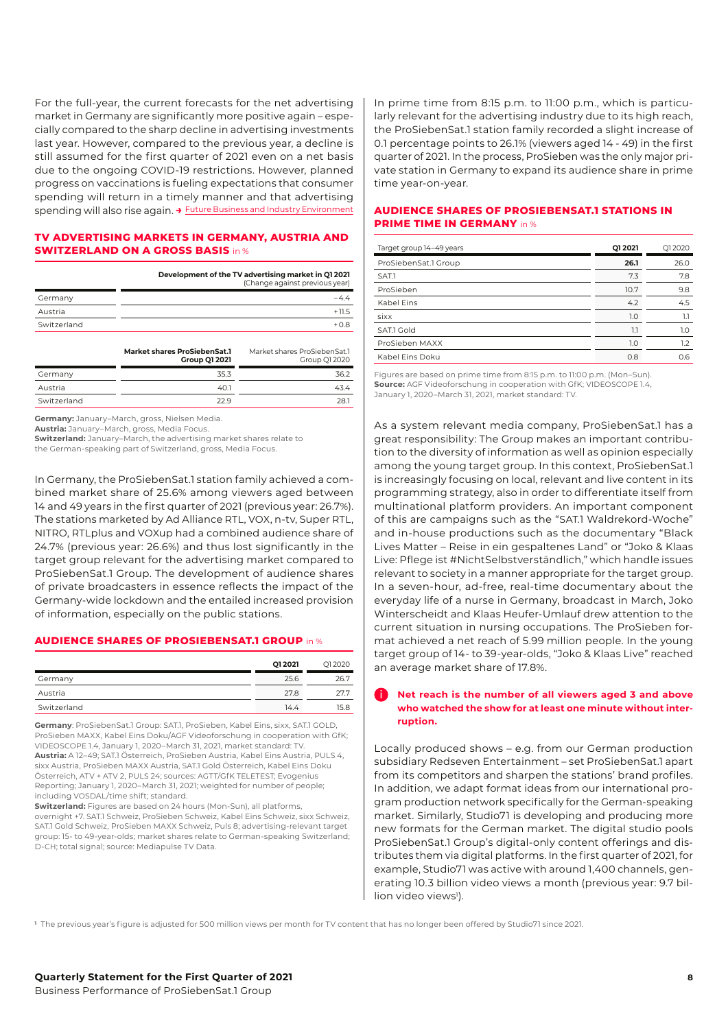For the full-year, the current forecasts for the net advertising market in Germany are significantly more positive again – especially compared to the sharp decline in advertising investments last year. However, compared to the previous year, a decline is still assumed for the first quarter of 2021 even on a net basis due to the ongoing COVID-19 restrictions. However, planned progress on vaccinations is fueling expectations that consumer spending will return in a timely manner and that advertising spending will also rise again. → Future Business and Industry Environment

### TV ADVERTISING MARKETS IN GERMANY, AUSTRIA AND SWITZERLAND ON A GROSS BASIS in %

| | Development of the TV advertising market in Q1 2021 (Change against previous year) | |
|---|---|---|
| Germany | –4.4 | |
| Austria | +11.5 | |
| Switzerland | +0.8 | |
| | **Market shares ProSiebenSat.1 Group Q1 2021** | Market shares ProSiebenSat.1 Group Q1 2020 |
| Germany | 35.3 | 36.2 |
| Austria | 40.1 | 43.4 |
| Switzerland | 22.9 | 28.1 |

**Germany:** January–March, gross, Nielsen Media.
**Austria:** January–March, gross, Media Focus.
**Switzerland:** January–March, the advertising market shares relate to the German-speaking part of Switzerland, gross, Media Focus.

In Germany, the ProSiebenSat.1 station family achieved a combined market share of 25.6% among viewers aged between 14 and 49 years in the first quarter of 2021 (previous year: 26.7%). The stations marketed by Ad Alliance RTL, VOX, n-tv, Super RTL, NITRO, RTLplus and VOXup had a combined audience share of 24.7% (previous year: 26.6%) and thus lost significantly in the target group relevant for the advertising market compared to ProSiebenSat.1 Group. The development of audience shares of private broadcasters in essence reflects the impact of the Germany-wide lockdown and the entailed increased provision of information, especially on the public stations.

### AUDIENCE SHARES OF PROSIEBENSAT.1 GROUP in %

| | Q1 2021 | Q1 2020 |
|---|---|---|
| Germany | 25.6 | 26.7 |
| Austria | 27.8 | 27.7 |
| Switzerland | 14.4 | 15.8 |

**Germany**: ProSiebenSat.1 Group: SAT.1, ProSieben, Kabel Eins, sixx, SAT.1 GOLD, ProSieben MAXX, Kabel Eins Doku/AGF Videoforschung in cooperation with GfK; VIDEOSCOPE 1.4, January 1, 2020–March 31, 2021, market standard: TV.
**Austria:** A 12–49; SAT.1 Österreich, ProSieben Austria, Kabel Eins Austria, PULS 4, sixx Austria, ProSieben MAXX Austria, SAT.1 Gold Österreich, Kabel Eins Doku Österreich, ATV + ATV 2, PULS 24; sources: AGTT/GfK TELETEST; Evogenius Reporting; January 1, 2020–March 31, 2021; weighted for number of people; including VOSDAL/time shift; standard.
**Switzerland:** Figures are based on 24 hours (Mon-Sun), all platforms, overnight +7. SAT.1 Schweiz, ProSieben Schweiz, Kabel Eins Schweiz, sixx Schweiz, SAT.1 Gold Schweiz, ProSieben MAXX Schweiz, Puls 8; advertising-relevant target group: 15- to 49-year-olds; market shares relate to German-speaking Switzerland; D-CH; total signal; source: Mediapulse TV Data.

In prime time from 8:15 p.m. to 11:00 p.m., which is particularly relevant for the advertising industry due to its high reach, the ProSiebenSat.1 station family recorded a slight increase of 0.1 percentage points to 26.1% (viewers aged 14 - 49) in the first quarter of 2021. In the process, ProSieben was the only major private station in Germany to expand its audience share in prime time year-on-year.

### AUDIENCE SHARES OF PROSIEBENSAT.1 STATIONS IN PRIME TIME IN GERMANY in %

| Target group 14–49 years | Q1 2021 | Q1 2020 |
|---|---|---|
| ProSiebenSat.1 Group | **26.1** | 26.0 |
| SAT.1 | 7.3 | 7.8 |
| ProSieben | 10.7 | 9.8 |
| Kabel Eins | 4.2 | 4.5 |
| sixx | 1.0 | 1.1 |
| SAT.1 Gold | 1.1 | 1.0 |
| ProSieben MAXX | 1.0 | 1.2 |
| Kabel Eins Doku | 0.8 | 0.6 |

Figures are based on prime time from 8:15 p.m. to 11:00 p.m. (Mon–Sun).
**Source:** AGF Videoforschung in cooperation with GfK; VIDEOSCOPE 1.4, January 1, 2020–March 31, 2021, market standard: TV.

As a system relevant media company, ProSiebenSat.1 has a great responsibility: The Group makes an important contribution to the diversity of information as well as opinion especially among the young target group. In this context, ProSiebenSat.1 is increasingly focusing on local, relevant and live content in its programming strategy, also in order to differentiate itself from multinational platform providers. An important component of this are campaigns such as the "SAT.1 Waldrekord-Woche" and in-house productions such as the documentary "Black Lives Matter – Reise in ein gespaltenes Land" or "Joko & Klaas Live: Pflege ist #NichtSelbstverständlich," which handle issues relevant to society in a manner appropriate for the target group. In a seven-hour, ad-free, real-time documentary about the everyday life of a nurse in Germany, broadcast in March, Joko Winterscheidt and Klaas Heufer-Umlauf drew attention to the current situation in nursing occupations. The ProSieben format achieved a net reach of 5.99 million people. In the young target group of 14- to 39-year-olds, "Joko & Klaas Live" reached an average market share of 17.8%.

> **Net reach is the number of all viewers aged 3 and above who watched the show for at least one minute without interruption.**

Locally produced shows – e.g. from our German production subsidiary Redseven Entertainment – set ProSiebenSat.1 apart from its competitors and sharpen the stations' brand profiles. In addition, we adapt format ideas from our international program production network specifically for the German-speaking market. Similarly, Studio71 is developing and producing more new formats for the German market. The digital studio pools ProSiebenSat.1 Group's digital-only content offerings and distributes them via digital platforms. In the first quarter of 2021, for example, Studio71 was active with around 1,400 channels, generating 10.3 billion video views a month (previous year: 9.7 billion video views[1]).

[1] The previous year's figure is adjusted for 500 million views per month for TV content that has no longer been offered by Studio71 since 2021.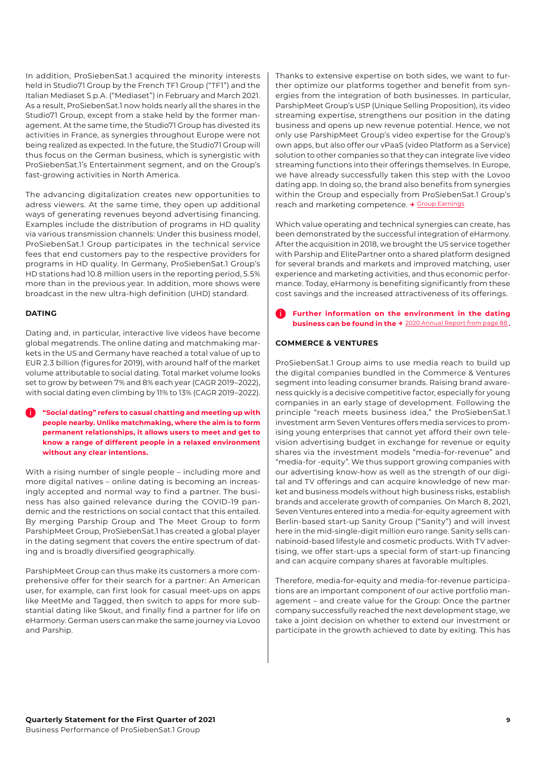In addition, ProSiebenSat.1 acquired the minority interests held in Studio71 Group by the French TF1 Group ("TF1") and the Italian Mediaset S.p.A. ("Mediaset") in February and March 2021. As a result, ProSiebenSat.1 now holds nearly all the shares in the Studio71 Group, except from a stake held by the former management. At the same time, the Studio71 Group has divested its activities in France, as synergies throughout Europe were not being realized as expected. In the future, the Studio71 Group will thus focus on the German business, which is synergistic with ProSiebenSat.1's Entertainment segment, and on the Group's fast-growing activities in North America.

The advancing digitalization creates new opportunities to adress viewers. At the same time, they open up additional ways of generating revenues beyond advertising financing. Examples include the distribution of programs in HD quality via various transmission channels: Under this business model, ProSiebenSat.1 Group participates in the technical service fees that end customers pay to the respective providers for programs in HD quality. In Germany, ProSiebenSat.1 Group's HD stations had 10.8 million users in the reporting period, 5.5% more than in the previous year. In addition, more shows were broadcast in the new ultra-high definition (UHD) standard.

### DATING

Dating and, in particular, interactive live videos have become global megatrends. The online dating and matchmaking markets in the US and Germany have reached a total value of up to EUR 2.3 billion (figures for 2019), with around half of the market volume attributable to social dating. Total market volume looks set to grow by between 7% and 8% each year (CAGR 2019–2022), with social dating even climbing by 11% to 13% (CAGR 2019–2022).

**"Social dating" refers to casual chatting and meeting up with people nearby. Unlike matchmaking, where the aim is to form permanent relationships, it allows users to meet and get to know a range of different people in a relaxed environment without any clear intentions.**

With a rising number of single people – including more and more digital natives – online dating is becoming an increasingly accepted and normal way to find a partner. The business has also gained relevance during the COVID-19 pandemic and the restrictions on social contact that this entailed. By merging Parship Group and The Meet Group to form ParshipMeet Group, ProSiebenSat.1 has created a global player in the dating segment that covers the entire spectrum of dating and is broadly diversified geographically.

ParshipMeet Group can thus make its customers a more comprehensive offer for their search for a partner: An American user, for example, can first look for casual meet-ups on apps like MeetMe and Tagged, then switch to apps for more substantial dating like Skout, and finally find a partner for life on eHarmony. German users can make the same journey via Lovoo and Parship.

Thanks to extensive expertise on both sides, we want to further optimize our platforms together and benefit from synergies from the integration of both businesses. In particular, ParshipMeet Group's USP (Unique Selling Proposition), its video streaming expertise, strengthens our position in the dating business and opens up new revenue potential. Hence, we not only use ParshipMeet Group's video expertise for the Group's own apps, but also offer our vPaaS (video Platform as a Service) solution to other companies so that they can integrate live video streaming functions into their offerings themselves. In Europe, we have already successfully taken this step with the Lovoo dating app. In doing so, the brand also benefits from synergies within the Group and especially from ProSiebenSat.1 Group's reach and marketing competence. → Group Earnings

Which value operating and technical synergies can create, has been demonstrated by the successful integration of eHarmony. After the acquisition in 2018, we brought the US service together with Parship and ElitePartner onto a shared platform designed for several brands and markets and improved matching, user experience and marketing activities, and thus economic performance. Today, eHarmony is benefiting significantly from these cost savings and the increased attractiveness of its offerings.

**Further information on the environment in the dating business can be found in the → 2020 Annual Report from page 88.**

### COMMERCE & VENTURES

ProSiebenSat.1 Group aims to use media reach to build up the digital companies bundled in the Commerce & Ventures segment into leading consumer brands. Raising brand awareness quickly is a decisive competitive factor, especially for young companies in an early stage of development. Following the principle "reach meets business idea," the ProSiebenSat.1 investment arm Seven Ventures offers media services to promising young enterprises that cannot yet afford their own television advertising budget in exchange for revenue or equity shares via the investment models "media-for-revenue" and "media-for -equity". We thus support growing companies with our advertising know-how as well as the strength of our digital and TV offerings and can acquire knowledge of new market and business models without high business risks, establish brands and accelerate growth of companies. On March 8, 2021, Seven Ventures entered into a media-for-equity agreement with Berlin-based start-up Sanity Group ("Sanity") and will invest here in the mid-single-digit million euro range. Sanity sells cannabinoid-based lifestyle and cosmetic products. With TV advertising, we offer start-ups a special form of start-up financing and can acquire company shares at favorable multiples.

Therefore, media-for-equity and media-for-revenue participations are an important component of our active portfolio management – and create value for the Group: Once the partner company successfully reached the next development stage, we take a joint decision on whether to extend our investment or participate in the growth achieved to date by exiting. This has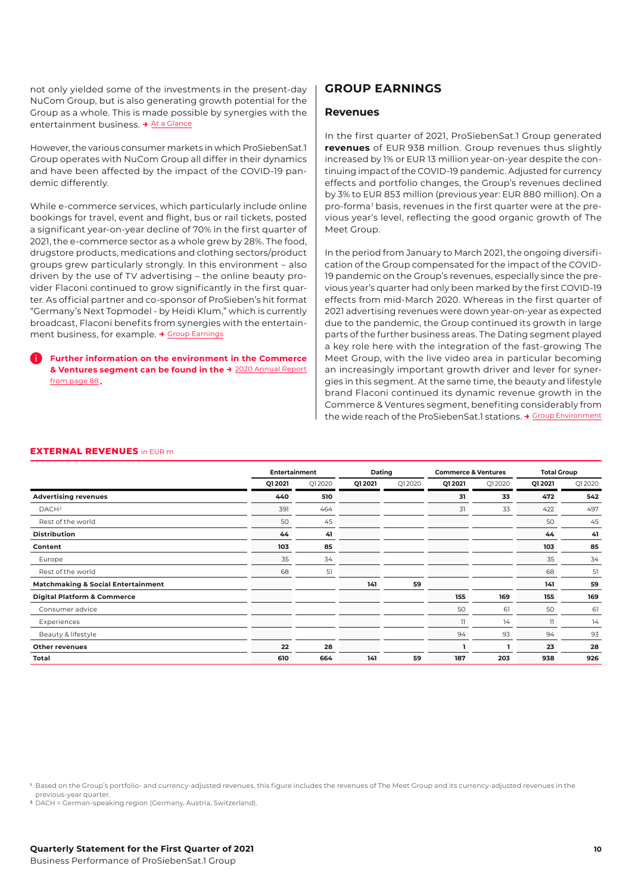not only yielded some of the investments in the present-day NuCom Group, but is also generating growth potential for the Group as a whole. This is made possible by synergies with the entertainment business. → At a Glance

However, the various consumer markets in which ProSiebenSat.1 Group operates with NuCom Group all differ in their dynamics and have been affected by the impact of the COVID-19 pandemic differently.

While e-commerce services, which particularly include online bookings for travel, event and flight, bus or rail tickets, posted a significant year-on-year decline of 70% in the first quarter of 2021, the e-commerce sector as a whole grew by 28%. The food, drugstore products, medications and clothing sectors/product groups grew particularly strongly. In this environment – also driven by the use of TV advertising – the online beauty provider Flaconi continued to grow significantly in the first quarter. As official partner and co-sponsor of ProSieben's hit format "Germany's Next Topmodel - by Heidi Klum," which is currently broadcast, Flaconi benefits from synergies with the entertainment business, for example. → Group Earnings

**Further information on the environment in the Commerce & Ventures segment can be found in the → 2020 Annual Report from page 88.**

## GROUP EARNINGS

### Revenues

In the first quarter of 2021, ProSiebenSat.1 Group generated **revenues** of EUR 938 million. Group revenues thus slightly increased by 1% or EUR 13 million year-on-year despite the continuing impact of the COVID-19 pandemic. Adjusted for currency effects and portfolio changes, the Group's revenues declined by 3% to EUR 853 million (previous year: EUR 880 million). On a pro-forma[1] basis, revenues in the first quarter were at the previous year's level, reflecting the good organic growth of The Meet Group.

In the period from January to March 2021, the ongoing diversification of the Group compensated for the impact of the COVID-19 pandemic on the Group's revenues, especially since the previous year's quarter had only been marked by the first COVID-19 effects from mid-March 2020. Whereas in the first quarter of 2021 advertising revenues were down year-on-year as expected due to the pandemic, the Group continued its growth in large parts of the further business areas. The Dating segment played a key role here with the integration of the fast-growing The Meet Group, with the live video area in particular becoming an increasingly important growth driver and lever for synergies in this segment. At the same time, the beauty and lifestyle brand Flaconi continued its dynamic revenue growth in the Commerce & Ventures segment, benefiting considerably from the wide reach of the ProSiebenSat.1 stations. → Group Environment

**EXTERNAL REVENUES** in EUR m

| | Entertainment | | Dating | | Commerce & Ventures | | Total Group | |
|---|---|---|---|---|---|---|---|---|
| | Q1 2021 | Q1 2020 | Q1 2021 | Q1 2020 | Q1 2021 | Q1 2020 | Q1 2021 | Q1 2020 |
| **Advertising revenues** | **440** | **510** | | | **31** | **33** | **472** | **542** |
| DACH[2] | 391 | 464 | | | 31 | 33 | 422 | 497 |
| Rest of the world | 50 | 45 | | | | | 50 | 45 |
| **Distribution** | **44** | **41** | | | | | **44** | **41** |
| **Content** | **103** | **85** | | | | | **103** | **85** |
| Europe | 35 | 34 | | | | | 35 | 34 |
| Rest of the world | 68 | 51 | | | | | 68 | 51 |
| **Matchmaking & Social Entertainment** | | | **141** | **59** | | | **141** | **59** |
| **Digital Platform & Commerce** | | | | | **155** | **169** | **155** | **169** |
| Consumer advice | | | | | 50 | 61 | 50 | 61 |
| Experiences | | | | | 11 | 14 | 11 | 14 |
| Beauty & lifestyle | | | | | 94 | 93 | 94 | 93 |
| **Other revenues** | **22** | **28** | | | **1** | **1** | **23** | **28** |
| **Total** | **610** | **664** | **141** | **59** | **187** | **203** | **938** | **926** |

[1] Based on the Group's portfolio- and currency-adjusted revenues, this figure includes the revenues of The Meet Group and its currency-adjusted revenues in the previous-year quarter.

[2] DACH = German-speaking region (Germany, Austria, Switzerland).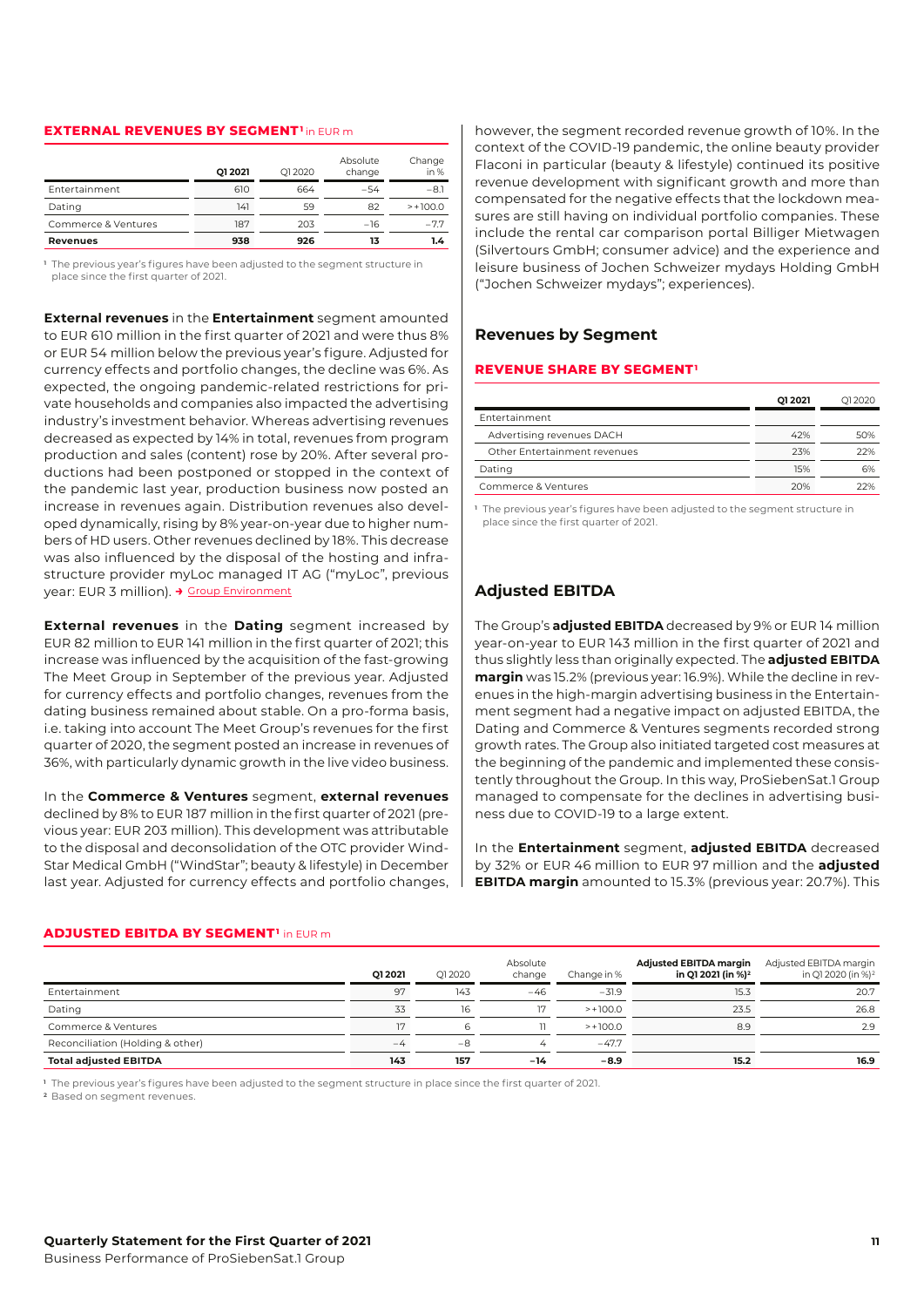**EXTERNAL REVENUES BY SEGMENT[1]** in EUR m

| | Q1 2021 | Q1 2020 | Absolute change | Change in % |
|---|---|---|---|---|
| Entertainment | 610 | 664 | –54 | –8.1 |
| Dating | 141 | 59 | 82 | >+100.0 |
| Commerce & Ventures | 187 | 203 | –16 | –7.7 |
| **Revenues** | **938** | **926** | **13** | **1.4** |

[1] The previous year's figures have been adjusted to the segment structure in place since the first quarter of 2021.

**External revenues** in the **Entertainment** segment amounted to EUR 610 million in the first quarter of 2021 and were thus 8% or EUR 54 million below the previous year's figure. Adjusted for currency effects and portfolio changes, the decline was 6%. As expected, the ongoing pandemic-related restrictions for private households and companies also impacted the advertising industry's investment behavior. Whereas advertising revenues decreased as expected by 14% in total, revenues from program production and sales (content) rose by 20%. After several productions had been postponed or stopped in the context of the pandemic last year, production business now posted an increase in revenues again. Distribution revenues also developed dynamically, rising by 8% year-on-year due to higher numbers of HD users. Other revenues declined by 18%. This decrease was also influenced by the disposal of the hosting and infrastructure provider myLoc managed IT AG ("myLoc", previous year: EUR 3 million). ➜ Group Environment

**External revenues** in the **Dating** segment increased by EUR 82 million to EUR 141 million in the first quarter of 2021; this increase was influenced by the acquisition of the fast-growing The Meet Group in September of the previous year. Adjusted for currency effects and portfolio changes, revenues from the dating business remained about stable. On a pro-forma basis, i.e. taking into account The Meet Group's revenues for the first quarter of 2020, the segment posted an increase in revenues of 36%, with particularly dynamic growth in the live video business.

In the **Commerce & Ventures** segment, **external revenues** declined by 8% to EUR 187 million in the first quarter of 2021 (previous year: EUR 203 million). This development was attributable to the disposal and deconsolidation of the OTC provider WindStar Medical GmbH ("WindStar"; beauty & lifestyle) in December last year. Adjusted for currency effects and portfolio changes, however, the segment recorded revenue growth of 10%. In the context of the COVID-19 pandemic, the online beauty provider Flaconi in particular (beauty & lifestyle) continued its positive revenue development with significant growth and more than compensated for the negative effects that the lockdown measures are still having on individual portfolio companies. These include the rental car comparison portal Billiger Mietwagen (Silvertours GmbH; consumer advice) and the experience and leisure business of Jochen Schweizer mydays Holding GmbH ("Jochen Schweizer mydays"; experiences).

## Revenues by Segment

**REVENUE SHARE BY SEGMENT[1]**

| | Q1 2021 | Q1 2020 |
|---|---|---|
| Entertainment | | |
| Advertising revenues DACH | 42% | 50% |
| Other Entertainment revenues | 23% | 22% |
| Dating | 15% | 6% |
| Commerce & Ventures | 20% | 22% |

[1] The previous year's figures have been adjusted to the segment structure in place since the first quarter of 2021.

## Adjusted EBITDA

The Group's **adjusted EBITDA** decreased by 9% or EUR 14 million year-on-year to EUR 143 million in the first quarter of 2021 and thus slightly less than originally expected. The **adjusted EBITDA margin** was 15.2% (previous year: 16.9%). While the decline in revenues in the high-margin advertising business in the Entertainment segment had a negative impact on adjusted EBITDA, the Dating and Commerce & Ventures segments recorded strong growth rates. The Group also initiated targeted cost measures at the beginning of the pandemic and implemented these consistently throughout the Group. In this way, ProSiebenSat.1 Group managed to compensate for the declines in advertising business due to COVID-19 to a large extent.

In the **Entertainment** segment, **adjusted EBITDA** decreased by 32% or EUR 46 million to EUR 97 million and the **adjusted EBITDA margin** amounted to 15.3% (previous year: 20.7%). This

**ADJUSTED EBITDA BY SEGMENT[1]** in EUR m

| | Q1 2021 | Q1 2020 | Absolute change | Change in % | Adjusted EBITDA margin in Q1 2021 (in %)[2] | Adjusted EBITDA margin in Q1 2020 (in %)[2] |
|---|---|---|---|---|---|---|
| Entertainment | 97 | 143 | –46 | –31.9 | 15.3 | 20.7 |
| Dating | 33 | 16 | 17 | >+100.0 | 23.5 | 26.8 |
| Commerce & Ventures | 17 | 6 | 11 | >+100.0 | 8.9 | 2.9 |
| Reconciliation (Holding & other) | –4 | –8 | 4 | –47.7 | | |
| **Total adjusted EBITDA** | **143** | **157** | **–14** | **–8.9** | **15.2** | **16.9** |

[1] The previous year's figures have been adjusted to the segment structure in place since the first quarter of 2021.
[2] Based on segment revenues.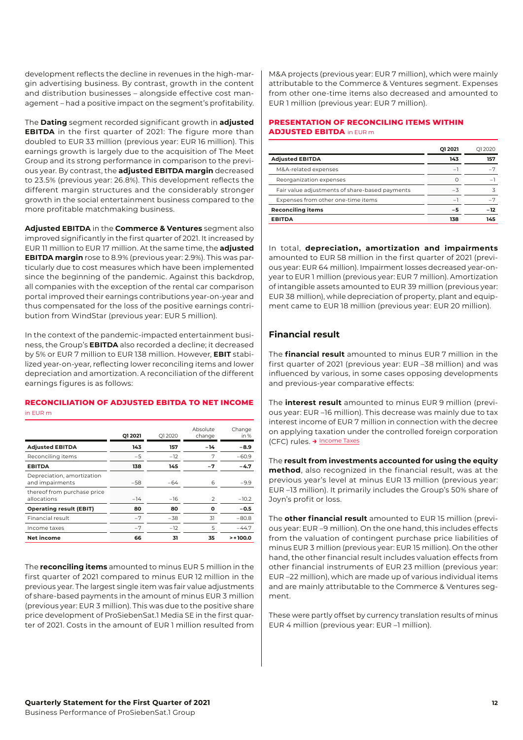development reflects the decline in revenues in the high-margin advertising business. By contrast, growth in the content and distribution businesses – alongside effective cost management – had a positive impact on the segment's profitability.

The **Dating** segment recorded significant growth in **adjusted EBITDA** in the first quarter of 2021: The figure more than doubled to EUR 33 million (previous year: EUR 16 million). This earnings growth is largely due to the acquisition of The Meet Group and its strong performance in comparison to the previous year. By contrast, the **adjusted EBITDA margin** decreased to 23.5% (previous year: 26.8%). This development reflects the different margin structures and the considerably stronger growth in the social entertainment business compared to the more profitable matchmaking business.

**Adjusted EBITDA** in the **Commerce & Ventures** segment also improved significantly in the first quarter of 2021. It increased by EUR 11 million to EUR 17 million. At the same time, the **adjusted EBITDA margin** rose to 8.9% (previous year: 2.9%). This was particularly due to cost measures which have been implemented since the beginning of the pandemic. Against this backdrop, all companies with the exception of the rental car comparison portal improved their earnings contributions year-on-year and thus compensated for the loss of the positive earnings contribution from WindStar (previous year: EUR 5 million).

In the context of the pandemic-impacted entertainment business, the Group's **EBITDA** also recorded a decline; it decreased by 5% or EUR 7 million to EUR 138 million. However, **EBIT** stabilized year-on-year, reflecting lower reconciling items and lower depreciation and amortization. A reconciliation of the different earnings figures is as follows:

**RECONCILIATION OF ADJUSTED EBITDA TO NET INCOME** in EUR m

| | Q1 2021 | Q1 2020 | Absolute change | Change in % |
|---|---|---|---|---|
| **Adjusted EBITDA** | **143** | **157** | **–14** | **–8.9** |
| Reconciling items | –5 | –12 | 7 | –60.9 |
| **EBITDA** | **138** | **145** | **–7** | **–4.7** |
| Depreciation, amortization and impairments | –58 | –64 | 6 | –9.9 |
| thereof from purchase price allocations | –14 | –16 | 2 | –10.2 |
| **Operating result (EBIT)** | **80** | **80** | **0** | **–0.5** |
| Financial result | –7 | –38 | 31 | –80.8 |
| Income taxes | –7 | –12 | 5 | –44.7 |
| **Net income** | **66** | **31** | **35** | **>+100.0** |

The **reconciling items** amounted to minus EUR 5 million in the first quarter of 2021 compared to minus EUR 12 million in the previous year. The largest single item was fair value adjustments of share-based payments in the amount of minus EUR 3 million (previous year: EUR 3 million). This was due to the positive share price development of ProSiebenSat.1 Media SE in the first quarter of 2021. Costs in the amount of EUR 1 million resulted from M&A projects (previous year: EUR 7 million), which were mainly attributable to the Commerce & Ventures segment. Expenses from other one-time items also decreased and amounted to EUR 1 million (previous year: EUR 7 million).

**PRESENTATION OF RECONCILING ITEMS WITHIN ADJUSTED EBITDA** in EUR m

| | Q1 2021 | Q1 2020 |
|---|---|---|
| **Adjusted EBITDA** | **143** | **157** |
| M&A-related expenses | –1 | –7 |
| Reorganization expenses | 0 | –1 |
| Fair value adjustments of share-based payments | –3 | 3 |
| Expenses from other one-time items | –1 | –7 |
| **Reconciling items** | **–5** | **–12** |
| **EBITDA** | **138** | **145** |

In total, **depreciation, amortization and impairments** amounted to EUR 58 million in the first quarter of 2021 (previous year: EUR 64 million). Impairment losses decreased year-on-year to EUR 1 million (previous year: EUR 7 million). Amortization of intangible assets amounted to EUR 39 million (previous year: EUR 38 million), while depreciation of property, plant and equipment came to EUR 18 million (previous year: EUR 20 million).

## Financial result

The **financial result** amounted to minus EUR 7 million in the first quarter of 2021 (previous year: EUR –38 million) and was influenced by various, in some cases opposing developments and previous-year comparative effects:

The **interest result** amounted to minus EUR 9 million (previous year: EUR –16 million). This decrease was mainly due to tax interest income of EUR 7 million in connection with the decree on applying taxation under the controlled foreign corporation (CFC) rules. → Income Taxes

The **result from investments accounted for using the equity method**, also recognized in the financial result, was at the previous year's level at minus EUR 13 million (previous year: EUR –13 million). It primarily includes the Group's 50% share of Joyn's profit or loss.

The **other financial result** amounted to EUR 15 million (previous year: EUR –9 million). On the one hand, this includes effects from the valuation of contingent purchase price liabilities of minus EUR 3 million (previous year: EUR 15 million). On the other hand, the other financial result includes valuation effects from other financial instruments of EUR 23 million (previous year: EUR –22 million), which are made up of various individual items and are mainly attributable to the Commerce & Ventures segment.

These were partly offset by currency translation results of minus EUR 4 million (previous year: EUR –1 million).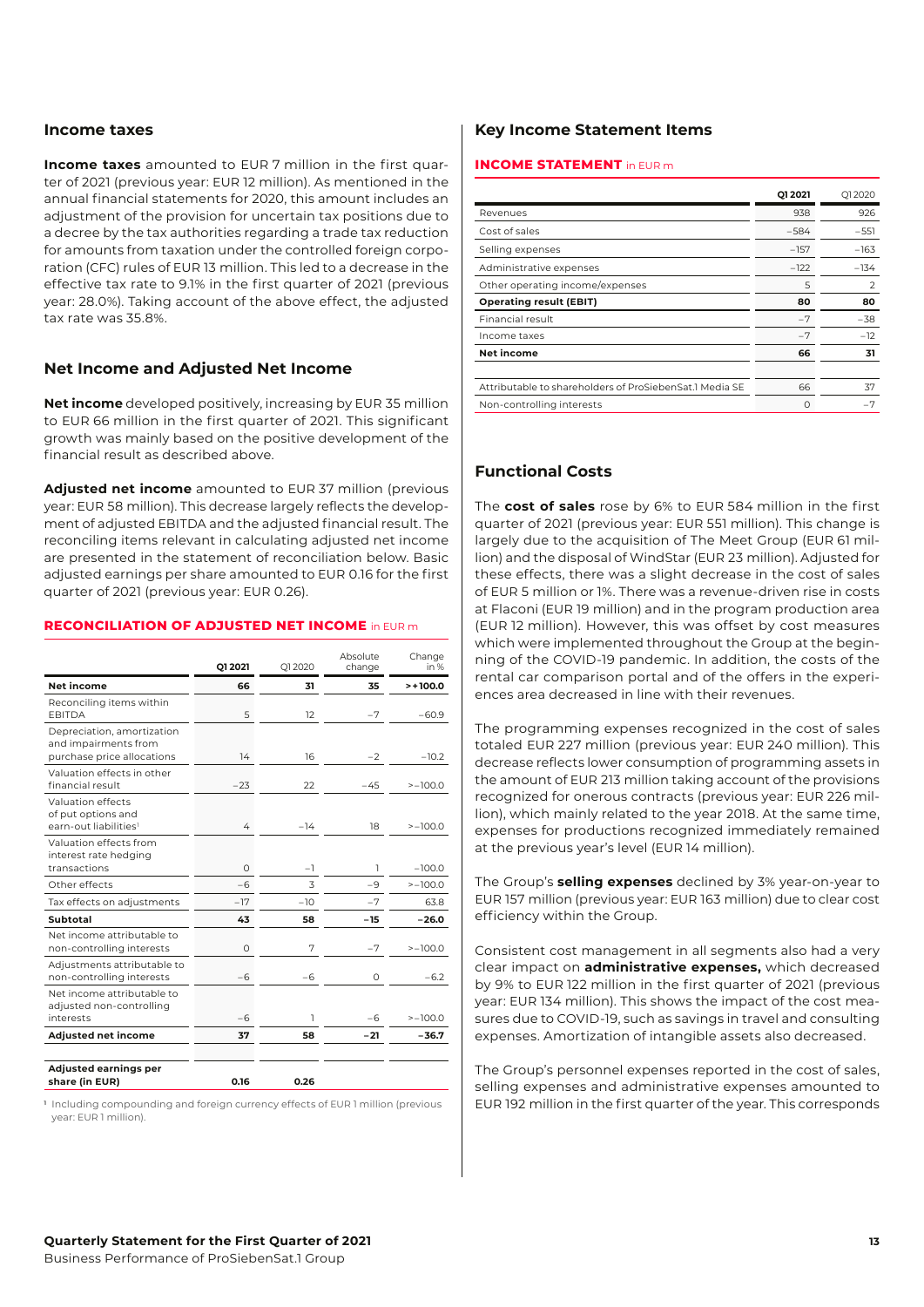## Income taxes

**Income taxes** amounted to EUR 7 million in the first quarter of 2021 (previous year: EUR 12 million). As mentioned in the annual financial statements for 2020, this amount includes an adjustment of the provision for uncertain tax positions due to a decree by the tax authorities regarding a trade tax reduction for amounts from taxation under the controlled foreign corporation (CFC) rules of EUR 13 million. This led to a decrease in the effective tax rate to 9.1% in the first quarter of 2021 (previous year: 28.0%). Taking account of the above effect, the adjusted tax rate was 35.8%.

## Net Income and Adjusted Net Income

**Net income** developed positively, increasing by EUR 35 million to EUR 66 million in the first quarter of 2021. This significant growth was mainly based on the positive development of the financial result as described above.

**Adjusted net income** amounted to EUR 37 million (previous year: EUR 58 million). This decrease largely reflects the development of adjusted EBITDA and the adjusted financial result. The reconciling items relevant in calculating adjusted net income are presented in the statement of reconciliation below. Basic adjusted earnings per share amounted to EUR 0.16 for the first quarter of 2021 (previous year: EUR 0.26).

**RECONCILIATION OF ADJUSTED NET INCOME** in EUR m

| | Q1 2021 | Q1 2020 | Absolute change | Change in % |
|---|---|---|---|---|
| **Net income** | **66** | **31** | **35** | **>+100.0** |
| Reconciling items within EBITDA | 5 | 12 | –7 | –60.9 |
| Depreciation, amortization and impairments from purchase price allocations | 14 | 16 | –2 | –10.2 |
| Valuation effects in other financial result | –23 | 22 | –45 | >–100.0 |
| Valuation effects of put options and earn-out liabilities[1] | 4 | –14 | 18 | >–100.0 |
| Valuation effects from interest rate hedging transactions | 0 | –1 | 1 | –100.0 |
| Other effects | –6 | 3 | –9 | >–100.0 |
| Tax effects on adjustments | –17 | –10 | –7 | 63.8 |
| **Subtotal** | **43** | **58** | **–15** | **–26.0** |
| Net income attributable to non-controlling interests | 0 | 7 | –7 | >–100.0 |
| Adjustments attributable to non-controlling interests | –6 | –6 | 0 | –6.2 |
| Net income attributable to adjusted non-controlling interests | –6 | 1 | –6 | >–100.0 |
| **Adjusted net income** | **37** | **58** | **–21** | **–36.7** |
| | | | | |
| **Adjusted earnings per share (in EUR)** | **0.16** | **0.26** | | |

[1] Including compounding and foreign currency effects of EUR 1 million (previous year: EUR 1 million).

## Key Income Statement Items

**INCOME STATEMENT** in EUR m

| | Q1 2021 | Q1 2020 |
|---|---|---|
| Revenues | 938 | 926 |
| Cost of sales | –584 | –551 |
| Selling expenses | –157 | –163 |
| Administrative expenses | –122 | –134 |
| Other operating income/expenses | 5 | 2 |
| **Operating result (EBIT)** | **80** | **80** |
| Financial result | –7 | –38 |
| Income taxes | –7 | –12 |
| **Net income** | **66** | **31** |
| | | |
| Attributable to shareholders of ProSiebenSat.1 Media SE | 66 | 37 |
| Non-controlling interests | 0 | –7 |

## Functional Costs

The **cost of sales** rose by 6% to EUR 584 million in the first quarter of 2021 (previous year: EUR 551 million). This change is largely due to the acquisition of The Meet Group (EUR 61 million) and the disposal of WindStar (EUR 23 million). Adjusted for these effects, there was a slight decrease in the cost of sales of EUR 5 million or 1%. There was a revenue-driven rise in costs at Flaconi (EUR 19 million) and in the program production area (EUR 12 million). However, this was offset by cost measures which were implemented throughout the Group at the beginning of the COVID-19 pandemic. In addition, the costs of the rental car comparison portal and of the offers in the experiences area decreased in line with their revenues.

The programming expenses recognized in the cost of sales totaled EUR 227 million (previous year: EUR 240 million). This decrease reflects lower consumption of programming assets in the amount of EUR 213 million taking account of the provisions recognized for onerous contracts (previous year: EUR 226 million), which mainly related to the year 2018. At the same time, expenses for productions recognized immediately remained at the previous year's level (EUR 14 million).

The Group's **selling expenses** declined by 3% year-on-year to EUR 157 million (previous year: EUR 163 million) due to clear cost efficiency within the Group.

Consistent cost management in all segments also had a very clear impact on **administrative expenses,** which decreased by 9% to EUR 122 million in the first quarter of 2021 (previous year: EUR 134 million). This shows the impact of the cost measures due to COVID-19, such as savings in travel and consulting expenses. Amortization of intangible assets also decreased.

The Group's personnel expenses reported in the cost of sales, selling expenses and administrative expenses amounted to EUR 192 million in the first quarter of the year. This corresponds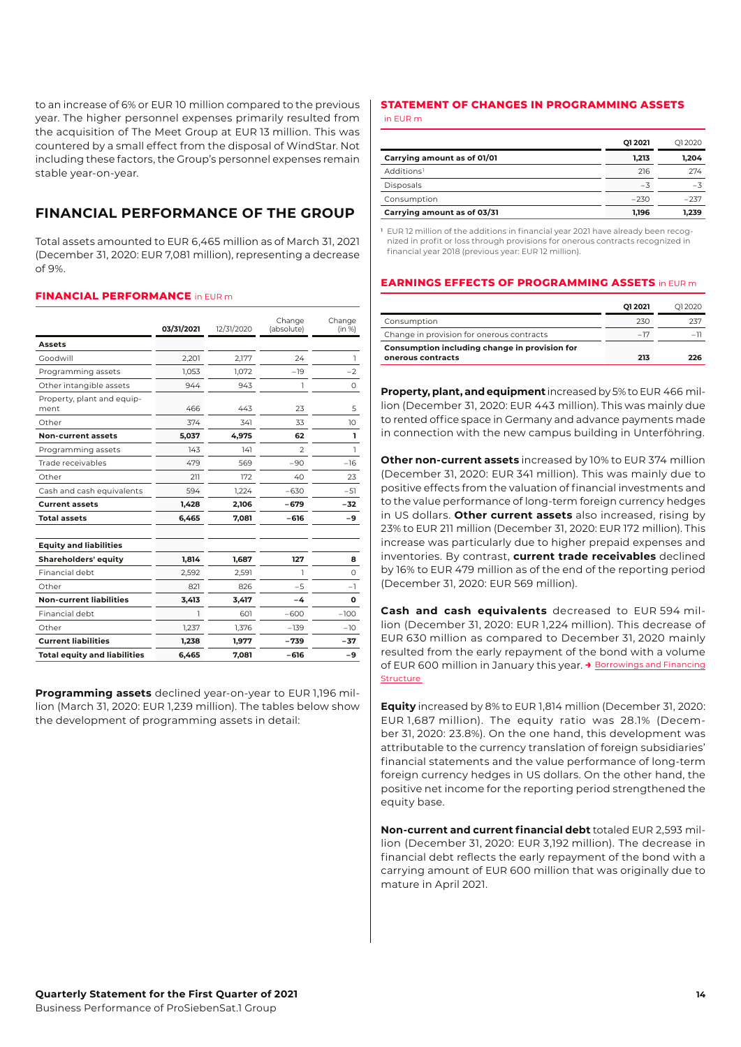to an increase of 6% or EUR 10 million compared to the previous year. The higher personnel expenses primarily resulted from the acquisition of The Meet Group at EUR 13 million. This was countered by a small effect from the disposal of WindStar. Not including these factors, the Group's personnel expenses remain stable year-on-year.

## FINANCIAL PERFORMANCE OF THE GROUP

Total assets amounted to EUR 6,465 million as of March 31, 2021 (December 31, 2020: EUR 7,081 million), representing a decrease of 9%.

**FINANCIAL PERFORMANCE** in EUR m

| | 03/31/2021 | 12/31/2020 | Change (absolute) | Change (in %) |
|---|---|---|---|---|
| **Assets** | | | | |
| Goodwill | 2,201 | 2,177 | 24 | 1 |
| Programming assets | 1,053 | 1,072 | −19 | −2 |
| Other intangible assets | 944 | 943 | 1 | 0 |
| Property, plant and equipment | 466 | 443 | 23 | 5 |
| Other | 374 | 341 | 33 | 10 |
| **Non-current assets** | **5,037** | **4,975** | **62** | **1** |
| Programming assets | 143 | 141 | 2 | 1 |
| Trade receivables | 479 | 569 | −90 | −16 |
| Other | 211 | 172 | 40 | 23 |
| Cash and cash equivalents | 594 | 1,224 | −630 | −51 |
| **Current assets** | **1,428** | **2,106** | **−679** | **−32** |
| **Total assets** | **6,465** | **7,081** | **−616** | **−9** |
| | | | | |
| **Equity and liabilities** | | | | |
| **Shareholders' equity** | **1,814** | **1,687** | **127** | **8** |
| Financial debt | 2,592 | 2,591 | 1 | 0 |
| Other | 821 | 826 | −5 | −1 |
| **Non-current liabilities** | **3,413** | **3,417** | **−4** | **0** |
| Financial debt | 1 | 601 | −600 | −100 |
| Other | 1,237 | 1,376 | −139 | −10 |
| **Current liabilities** | **1,238** | **1,977** | **−739** | **−37** |
| **Total equity and liabilities** | **6,465** | **7,081** | **−616** | **−9** |

**Programming assets** declined year-on-year to EUR 1,196 million (March 31, 2020: EUR 1,239 million). The tables below show the development of programming assets in detail:

**STATEMENT OF CHANGES IN PROGRAMMING ASSETS**
in EUR m

| | Q1 2021 | Q1 2020 |
|---|---|---|
| **Carrying amount as of 01/01** | **1,213** | **1,204** |
| Additions[1] | 216 | 274 |
| Disposals | −3 | −3 |
| Consumption | −230 | −237 |
| **Carrying amount as of 03/31** | **1,196** | **1,239** |

[1] EUR 12 million of the additions in financial year 2021 have already been recognized in profit or loss through provisions for onerous contracts recognized in financial year 2018 (previous year: EUR 12 million).

**EARNINGS EFFECTS OF PROGRAMMING ASSETS** in EUR m

| | Q1 2021 | Q1 2020 |
|---|---|---|
| Consumption | 230 | 237 |
| Change in provision for onerous contracts | −17 | −11 |
| **Consumption including change in provision for onerous contracts** | **213** | **226** |

**Property, plant, and equipment** increased by 5% to EUR 466 million (December 31, 2020: EUR 443 million). This was mainly due to rented office space in Germany and advance payments made in connection with the new campus building in Unterföhring.

**Other non-current assets** increased by 10% to EUR 374 million (December 31, 2020: EUR 341 million). This was mainly due to positive effects from the valuation of financial investments and to the value performance of long-term foreign currency hedges in US dollars. **Other current assets** also increased, rising by 23% to EUR 211 million (December 31, 2020: EUR 172 million). This increase was particularly due to higher prepaid expenses and inventories. By contrast, **current trade receivables** declined by 16% to EUR 479 million as of the end of the reporting period (December 31, 2020: EUR 569 million).

**Cash and cash equivalents** decreased to EUR 594 million (December 31, 2020: EUR 1,224 million). This decrease of EUR 630 million as compared to December 31, 2020 mainly resulted from the early repayment of the bond with a volume of EUR 600 million in January this year. → Borrowings and Financing Structure

**Equity** increased by 8% to EUR 1,814 million (December 31, 2020: EUR 1,687 million). The equity ratio was 28.1% (December 31, 2020: 23.8%). On the one hand, this development was attributable to the currency translation of foreign subsidiaries' financial statements and the value performance of long-term foreign currency hedges in US dollars. On the other hand, the positive net income for the reporting period strengthened the equity base.

**Non-current and current financial debt** totaled EUR 2,593 million (December 31, 2020: EUR 3,192 million). The decrease in financial debt reflects the early repayment of the bond with a carrying amount of EUR 600 million that was originally due to mature in April 2021.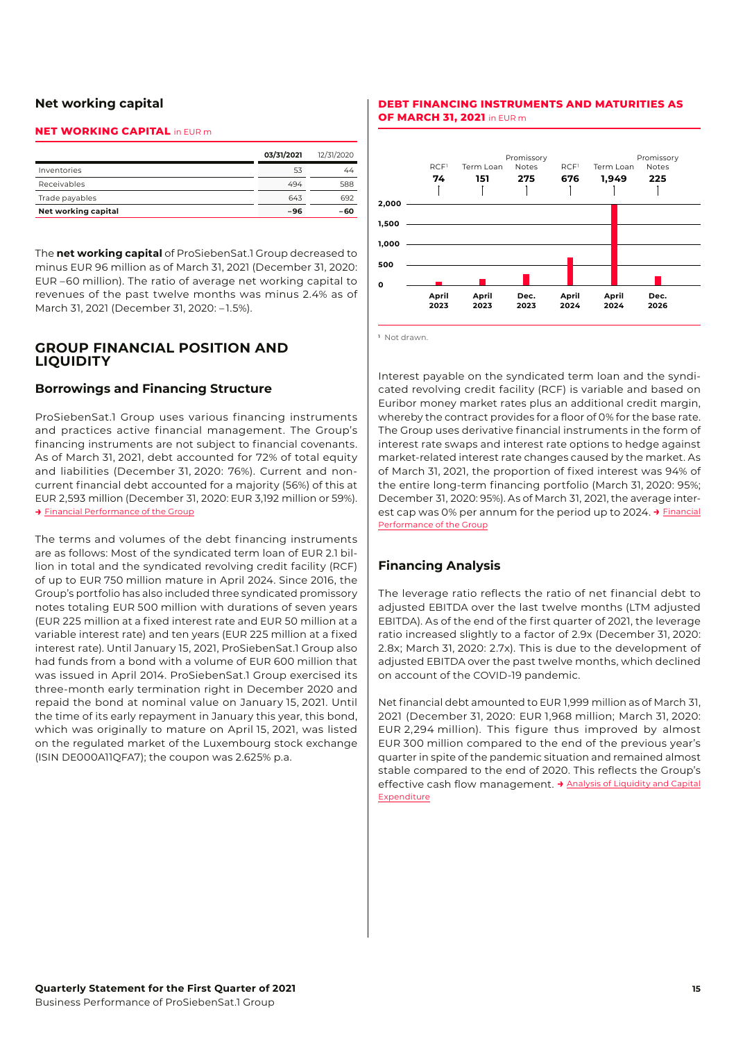## Net working capital

**NET WORKING CAPITAL** in EUR m

| | 03/31/2021 | 12/31/2020 |
|---|---|---|
| Inventories | 53 | 44 |
| Receivables | 494 | 588 |
| Trade payables | 643 | 692 |
| **Net working capital** | **–96** | **–60** |

The **net working capital** of ProSiebenSat.1 Group decreased to minus EUR 96 million as of March 31, 2021 (December 31, 2020: EUR –60 million). The ratio of average net working capital to revenues of the past twelve months was minus 2.4% as of March 31, 2021 (December 31, 2020: –1.5%).

## GROUP FINANCIAL POSITION AND LIQUIDITY

### Borrowings and Financing Structure

ProSiebenSat.1 Group uses various financing instruments and practices active financial management. The Group's financing instruments are not subject to financial covenants. As of March 31, 2021, debt accounted for 72% of total equity and liabilities (December 31, 2020: 76%). Current and non-current financial debt accounted for a majority (56%) of this at EUR 2,593 million (December 31, 2020: EUR 3,192 million or 59%). → Financial Performance of the Group

The terms and volumes of the debt financing instruments are as follows: Most of the syndicated term loan of EUR 2.1 billion in total and the syndicated revolving credit facility (RCF) of up to EUR 750 million mature in April 2024. Since 2016, the Group's portfolio has also included three syndicated promissory notes totaling EUR 500 million with durations of seven years (EUR 225 million at a fixed interest rate and EUR 50 million at a variable interest rate) and ten years (EUR 225 million at a fixed interest rate). Until January 15, 2021, ProSiebenSat.1 Group also had funds from a bond with a volume of EUR 600 million that was issued in April 2014. ProSiebenSat.1 Group exercised its three-month early termination right in December 2020 and repaid the bond at nominal value on January 15, 2021. Until the time of its early repayment in January this year, this bond, which was originally to mature on April 15, 2021, was listed on the regulated market of the Luxembourg stock exchange (ISIN DE000A11QFA7); the coupon was 2.625% p.a.

**DEBT FINANCING INSTRUMENTS AND MATURITIES AS OF MARCH 31, 2021** in EUR m

| Instrument | Amount | Maturity |
|---|---|---|
| RCF[1] | 74 | April 2023 |
| Term Loan | 151 | April 2023 |
| Promissory Notes | 275 | Dec. 2023 |
| RCF[1] | 676 | April 2024 |
| Term Loan | 1,949 | April 2024 |
| Promissory Notes | 225 | Dec. 2026 |

[1] Not drawn.

Interest payable on the syndicated term loan and the syndicated revolving credit facility (RCF) is variable and based on Euribor money market rates plus an additional credit margin, whereby the contract provides for a floor of 0% for the base rate. The Group uses derivative financial instruments in the form of interest rate swaps and interest rate options to hedge against market-related interest rate changes caused by the market. As of March 31, 2021, the proportion of fixed interest was 94% of the entire long-term financing portfolio (March 31, 2020: 95%; December 31, 2020: 95%). As of March 31, 2021, the average interest cap was 0% per annum for the period up to 2024. → Financial Performance of the Group

### Financing Analysis

The leverage ratio reflects the ratio of net financial debt to adjusted EBITDA over the last twelve months (LTM adjusted EBITDA). As of the end of the first quarter of 2021, the leverage ratio increased slightly to a factor of 2.9x (December 31, 2020: 2.8x; March 31, 2020: 2.7x). This is due to the development of adjusted EBITDA over the past twelve months, which declined on account of the COVID-19 pandemic.

Net financial debt amounted to EUR 1,999 million as of March 31, 2021 (December 31, 2020: EUR 1,968 million; March 31, 2020: EUR 2,294 million). This figure thus improved by almost EUR 300 million compared to the end of the previous year's quarter in spite of the pandemic situation and remained almost stable compared to the end of 2020. This reflects the Group's effective cash flow management. → Analysis of Liquidity and Capital Expenditure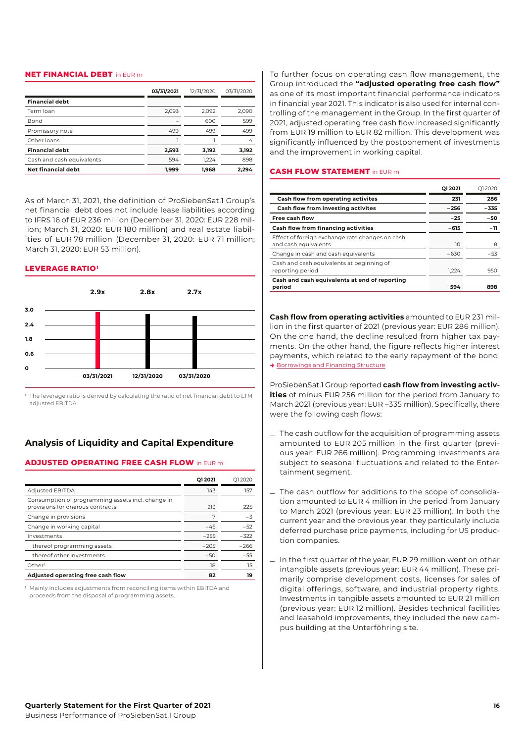## NET FINANCIAL DEBT in EUR m

| | 03/31/2021 | 12/31/2020 | 03/31/2020 |
|---|---|---|---|
| **Financial debt** | | | |
| Term loan | 2,093 | 2,092 | 2,090 |
| Bond | – | 600 | 599 |
| Promissory note | 499 | 499 | 499 |
| Other loans | 1 | 1 | 4 |
| **Financial debt** | **2,593** | **3,192** | **3,192** |
| Cash and cash equivalents | 594 | 1,224 | 898 |
| **Net financial debt** | **1,999** | **1,968** | **2,294** |

As of March 31, 2021, the definition of ProSiebenSat.1 Group's net financial debt does not include lease liabilities according to IFRS 16 of EUR 236 million (December 31, 2020: EUR 228 million; March 31, 2020: EUR 180 million) and real estate liabilities of EUR 78 million (December 31, 2020: EUR 71 million; March 31, 2020: EUR 53 million).

## LEVERAGE RATIO[1]

| | 03/31/2021 | 12/31/2020 | 03/31/2020 |
|---|---|---|---|
| Leverage ratio | 2.9x | 2.8x | 2.7x |

[1] The leverage ratio is derived by calculating the ratio of net financial debt to LTM adjusted EBITDA.

## Analysis of Liquidity and Capital Expenditure

### ADJUSTED OPERATING FREE CASH FLOW in EUR m

| | Q1 2021 | Q1 2020 |
|---|---|---|
| Adjusted EBITDA | 143 | 157 |
| Consumption of programming assets incl. change in provisions for onerous contracts | 213 | 225 |
| Change in provisions | 7 | –3 |
| Change in working capital | –45 | –52 |
| Investments | –255 | –322 |
| thereof programming assets | –205 | –266 |
| thereof other investments | –50 | –55 |
| Other[1] | 18 | 15 |
| **Adjusted operating free cash flow** | **82** | **19** |

[1] Mainly includes adjustments from reconciling items within EBITDA and proceeds from the disposal of programming assets.

To further focus on operating cash flow management, the Group introduced the **"adjusted operating free cash flow"** as one of its most important financial performance indicators in financial year 2021. This indicator is also used for internal controlling of the management in the Group. In the first quarter of 2021, adjusted operating free cash flow increased significantly from EUR 19 million to EUR 82 million. This development was significantly influenced by the postponement of investments and the improvement in working capital.

### CASH FLOW STATEMENT in EUR m

| | Q1 2021 | Q1 2020 |
|---|---|---|
| **Cash flow from operating activites** | **231** | **286** |
| **Cash flow from investing activites** | **–256** | **–335** |
| **Free cash flow** | **–25** | **–50** |
| **Cash flow from financing activities** | **–615** | **–11** |
| Effect of foreign exchange rate changes on cash and cash equivalents | 10 | 8 |
| Change in cash and cash equivalents | –630 | –53 |
| Cash and cash equivalents at beginning of reporting period | 1,224 | 950 |
| **Cash and cash equivalents at end of reporting period** | **594** | **898** |

**Cash flow from operating activities** amounted to EUR 231 million in the first quarter of 2021 (previous year: EUR 286 million). On the one hand, the decline resulted from higher tax payments. On the other hand, the figure reflects higher interest payments, which related to the early repayment of the bond. → Borrowings and Financing Structure

ProSiebenSat.1 Group reported **cash flow from investing activities** of minus EUR 256 million for the period from January to March 2021 (previous year: EUR –335 million). Specifically, there were the following cash flows:

- The cash outflow for the acquisition of programming assets amounted to EUR 205 million in the first quarter (previous year: EUR 266 million). Programming investments are subject to seasonal fluctuations and related to the Entertainment segment.
- The cash outflow for additions to the scope of consolidation amounted to EUR 4 million in the period from January to March 2021 (previous year: EUR 23 million). In both the current year and the previous year, they particularly include deferred purchase price payments, including for US production companies.
- In the first quarter of the year, EUR 29 million went on other intangible assets (previous year: EUR 44 million). These primarily comprise development costs, licenses for sales of digital offerings, software, and industrial property rights. Investments in tangible assets amounted to EUR 21 million (previous year: EUR 12 million). Besides technical facilities and leasehold improvements, they included the new campus building at the Unterföhring site.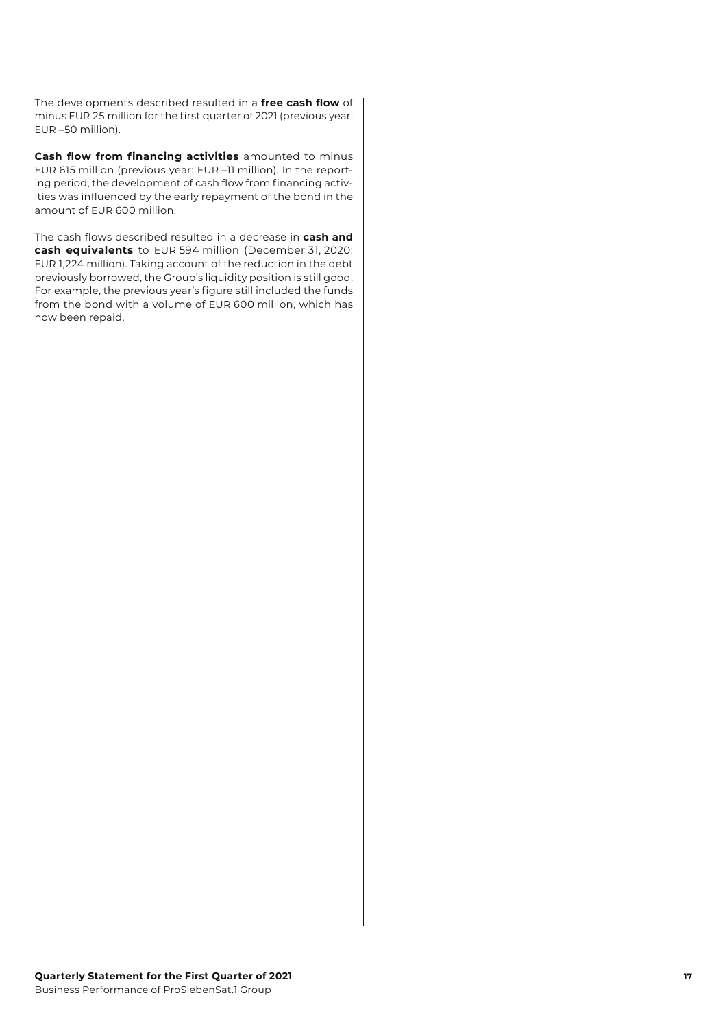The developments described resulted in a **free cash flow** of minus EUR 25 million for the first quarter of 2021 (previous year: EUR –50 million).

**Cash flow from financing activities** amounted to minus EUR 615 million (previous year: EUR –11 million). In the reporting period, the development of cash flow from financing activities was influenced by the early repayment of the bond in the amount of EUR 600 million.

The cash flows described resulted in a decrease in **cash and cash equivalents** to EUR 594 million (December 31, 2020: EUR 1,224 million). Taking account of the reduction in the debt previously borrowed, the Group's liquidity position is still good. For example, the previous year's figure still included the funds from the bond with a volume of EUR 600 million, which has now been repaid.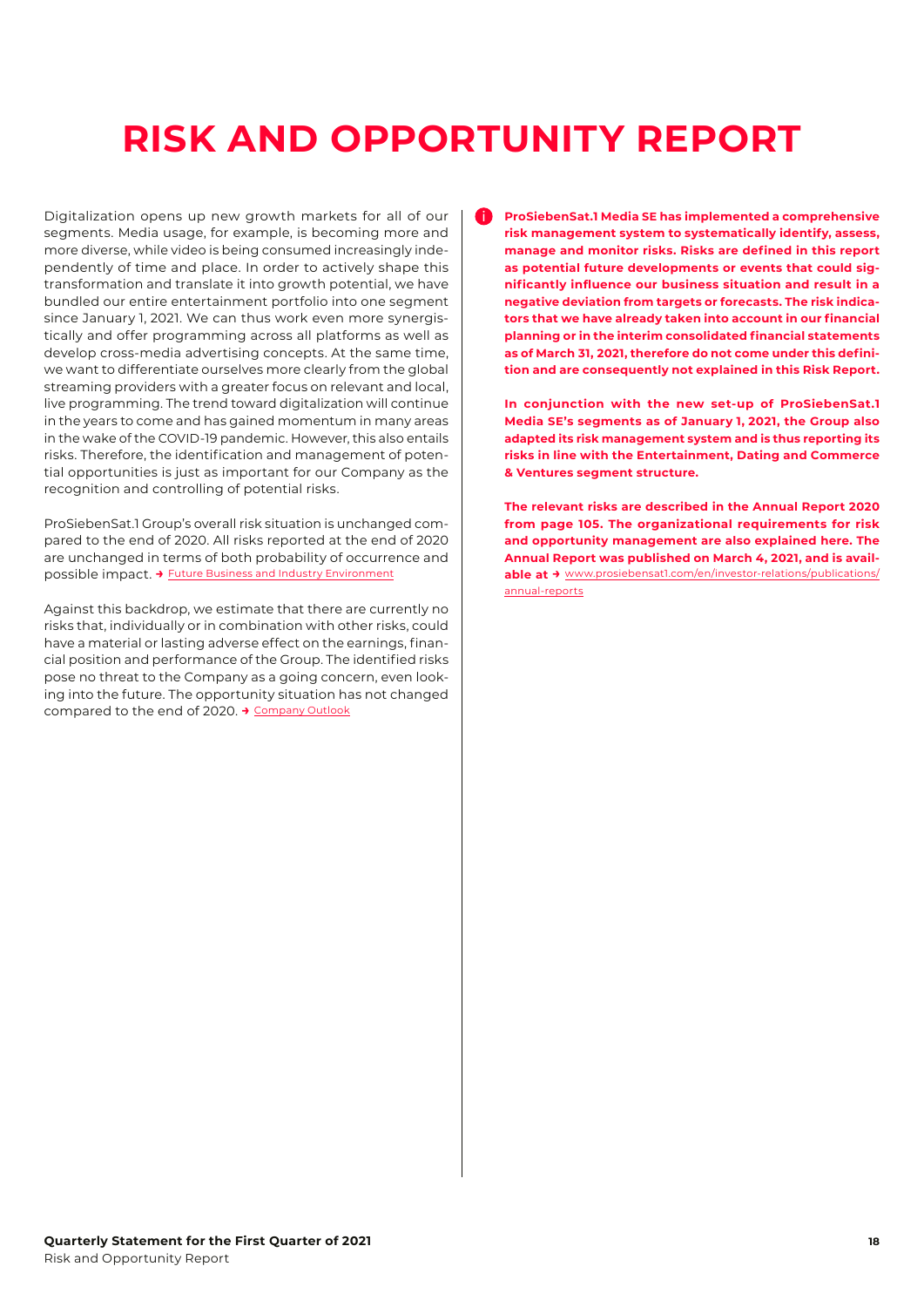# RISK AND OPPORTUNITY REPORT

Digitalization opens up new growth markets for all of our segments. Media usage, for example, is becoming more and more diverse, while video is being consumed increasingly independently of time and place. In order to actively shape this transformation and translate it into growth potential, we have bundled our entire entertainment portfolio into one segment since January 1, 2021. We can thus work even more synergistically and offer programming across all platforms as well as develop cross-media advertising concepts. At the same time, we want to differentiate ourselves more clearly from the global streaming providers with a greater focus on relevant and local, live programming. The trend toward digitalization will continue in the years to come and has gained momentum in many areas in the wake of the COVID-19 pandemic. However, this also entails risks. Therefore, the identification and management of potential opportunities is just as important for our Company as the recognition and controlling of potential risks.

ProSiebenSat.1 Group's overall risk situation is unchanged compared to the end of 2020. All risks reported at the end of 2020 are unchanged in terms of both probability of occurrence and possible impact. → Future Business and Industry Environment

Against this backdrop, we estimate that there are currently no risks that, individually or in combination with other risks, could have a material or lasting adverse effect on the earnings, financial position and performance of the Group. The identified risks pose no threat to the Company as a going concern, even looking into the future. The opportunity situation has not changed compared to the end of 2020. → Company Outlook

**ProSiebenSat.1 Media SE has implemented a comprehensive risk management system to systematically identify, assess, manage and monitor risks. Risks are defined in this report as potential future developments or events that could significantly influence our business situation and result in a negative deviation from targets or forecasts. The risk indicators that we have already taken into account in our financial planning or in the interim consolidated financial statements as of March 31, 2021, therefore do not come under this definition and are consequently not explained in this Risk Report.**

**In conjunction with the new set-up of ProSiebenSat.1 Media SE's segments as of January 1, 2021, the Group also adapted its risk management system and is thus reporting its risks in line with the Entertainment, Dating and Commerce & Ventures segment structure.**

**The relevant risks are described in the Annual Report 2020 from page 105. The organizational requirements for risk and opportunity management are also explained here. The Annual Report was published on March 4, 2021, and is available at →** www.prosiebensat1.com/en/investor-relations/publications/annual-reports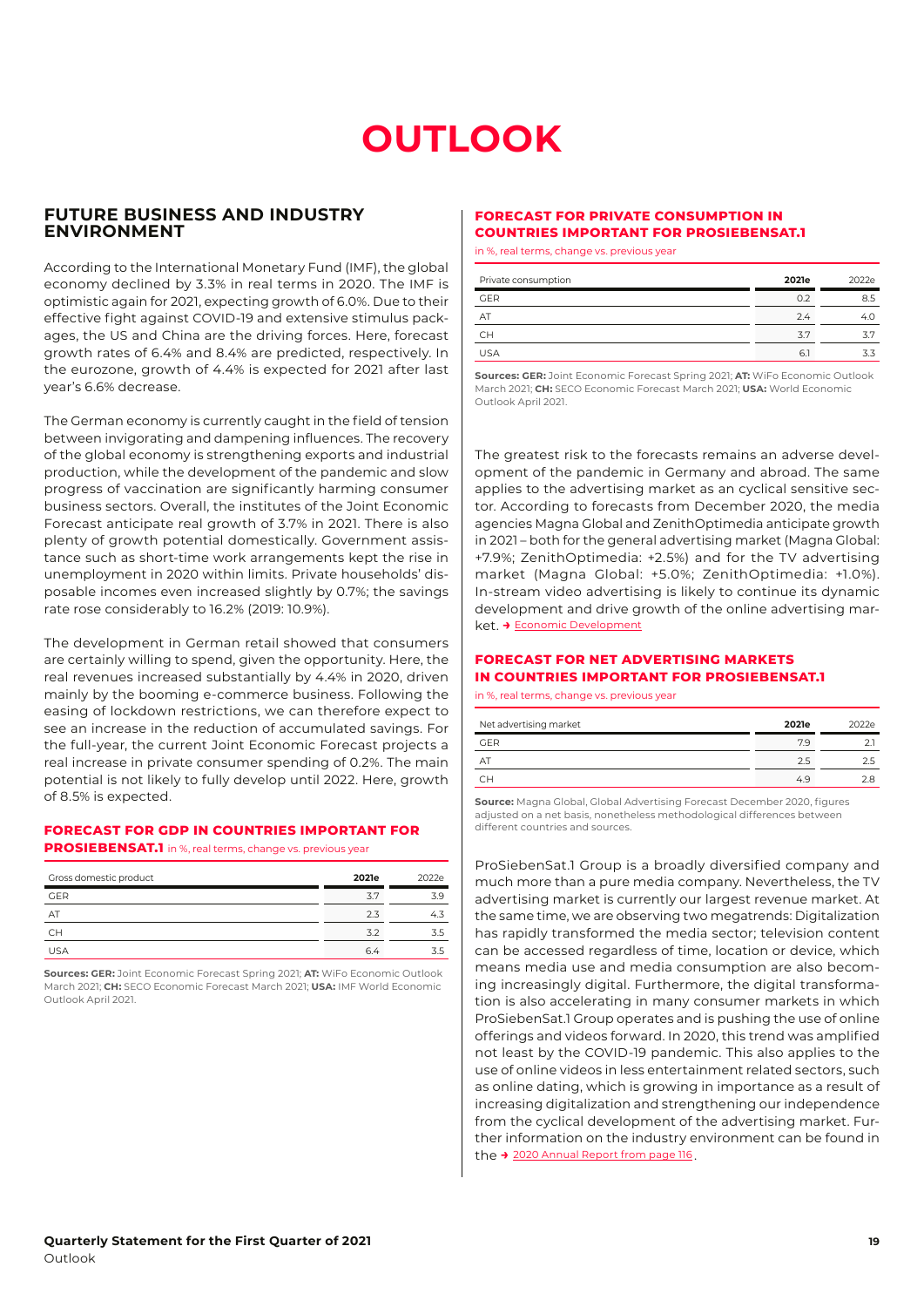# OUTLOOK

## FUTURE BUSINESS AND INDUSTRY ENVIRONMENT

According to the International Monetary Fund (IMF), the global economy declined by 3.3% in real terms in 2020. The IMF is optimistic again for 2021, expecting growth of 6.0%. Due to their effective fight against COVID-19 and extensive stimulus packages, the US and China are the driving forces. Here, forecast growth rates of 6.4% and 8.4% are predicted, respectively. In the eurozone, growth of 4.4% is expected for 2021 after last year's 6.6% decrease.

The German economy is currently caught in the field of tension between invigorating and dampening influences. The recovery of the global economy is strengthening exports and industrial production, while the development of the pandemic and slow progress of vaccination are significantly harming consumer business sectors. Overall, the institutes of the Joint Economic Forecast anticipate real growth of 3.7% in 2021. There is also plenty of growth potential domestically. Government assistance such as short-time work arrangements kept the rise in unemployment in 2020 within limits. Private households' disposable incomes even increased slightly by 0.7%; the savings rate rose considerably to 16.2% (2019: 10.9%).

The development in German retail showed that consumers are certainly willing to spend, given the opportunity. Here, the real revenues increased substantially by 4.4% in 2020, driven mainly by the booming e-commerce business. Following the easing of lockdown restrictions, we can therefore expect to see an increase in the reduction of accumulated savings. For the full-year, the current Joint Economic Forecast projects a real increase in private consumer spending of 0.2%. The main potential is not likely to fully develop until 2022. Here, growth of 8.5% is expected.

### FORECAST FOR GDP IN COUNTRIES IMPORTANT FOR PROSIEBENSAT.1 in %, real terms, change vs. previous year

| Gross domestic product | **2021e** | 2022e |
|---|---|---|
| GER | 3.7 | 3.9 |
| AT | 2.3 | 4.3 |
| CH | 3.2 | 3.5 |
| USA | 6.4 | 3.5 |

**Sources: GER:** Joint Economic Forecast Spring 2021; **AT:** WiFo Economic Outlook March 2021; **CH:** SECO Economic Forecast March 2021; **USA:** IMF World Economic Outlook April 2021.

### FORECAST FOR PRIVATE CONSUMPTION IN COUNTRIES IMPORTANT FOR PROSIEBENSAT.1

in %, real terms, change vs. previous year

| Private consumption | **2021e** | 2022e |
|---|---|---|
| GER | 0.2 | 8.5 |
| AT | 2.4 | 4.0 |
| CH | 3.7 | 3.7 |
| USA | 6.1 | 3.3 |

**Sources: GER:** Joint Economic Forecast Spring 2021; **AT:** WiFo Economic Outlook March 2021; **CH:** SECO Economic Forecast March 2021; **USA:** World Economic Outlook April 2021.

The greatest risk to the forecasts remains an adverse development of the pandemic in Germany and abroad. The same applies to the advertising market as an cyclical sensitive sector. According to forecasts from December 2020, the media agencies Magna Global and ZenithOptimedia anticipate growth in 2021 – both for the general advertising market (Magna Global: +7.9%; ZenithOptimedia: +2.5%) and for the TV advertising market (Magna Global: +5.0%; ZenithOptimedia: +1.0%). In-stream video advertising is likely to continue its dynamic development and drive growth of the online advertising market. → Economic Development

### FORECAST FOR NET ADVERTISING MARKETS IN COUNTRIES IMPORTANT FOR PROSIEBENSAT.1

in %, real terms, change vs. previous year

| Net advertising market | **2021e** | 2022e |
|---|---|---|
| GER | 7.9 | 2.1 |
| AT | 2.5 | 2.5 |
| CH | 4.9 | 2.8 |

**Source:** Magna Global, Global Advertising Forecast December 2020, figures adjusted on a net basis, nonetheless methodological differences between different countries and sources.

ProSiebenSat.1 Group is a broadly diversified company and much more than a pure media company. Nevertheless, the TV advertising market is currently our largest revenue market. At the same time, we are observing two megatrends: Digitalization has rapidly transformed the media sector; television content can be accessed regardless of time, location or device, which means media use and media consumption are also becoming increasingly digital. Furthermore, the digital transformation is also accelerating in many consumer markets in which ProSiebenSat.1 Group operates and is pushing the use of online offerings and videos forward. In 2020, this trend was amplified not least by the COVID-19 pandemic. This also applies to the use of online videos in less entertainment related sectors, such as online dating, which is growing in importance as a result of increasing digitalization and strengthening our independence from the cyclical development of the advertising market. Further information on the industry environment can be found in the → 2020 Annual Report from page 116.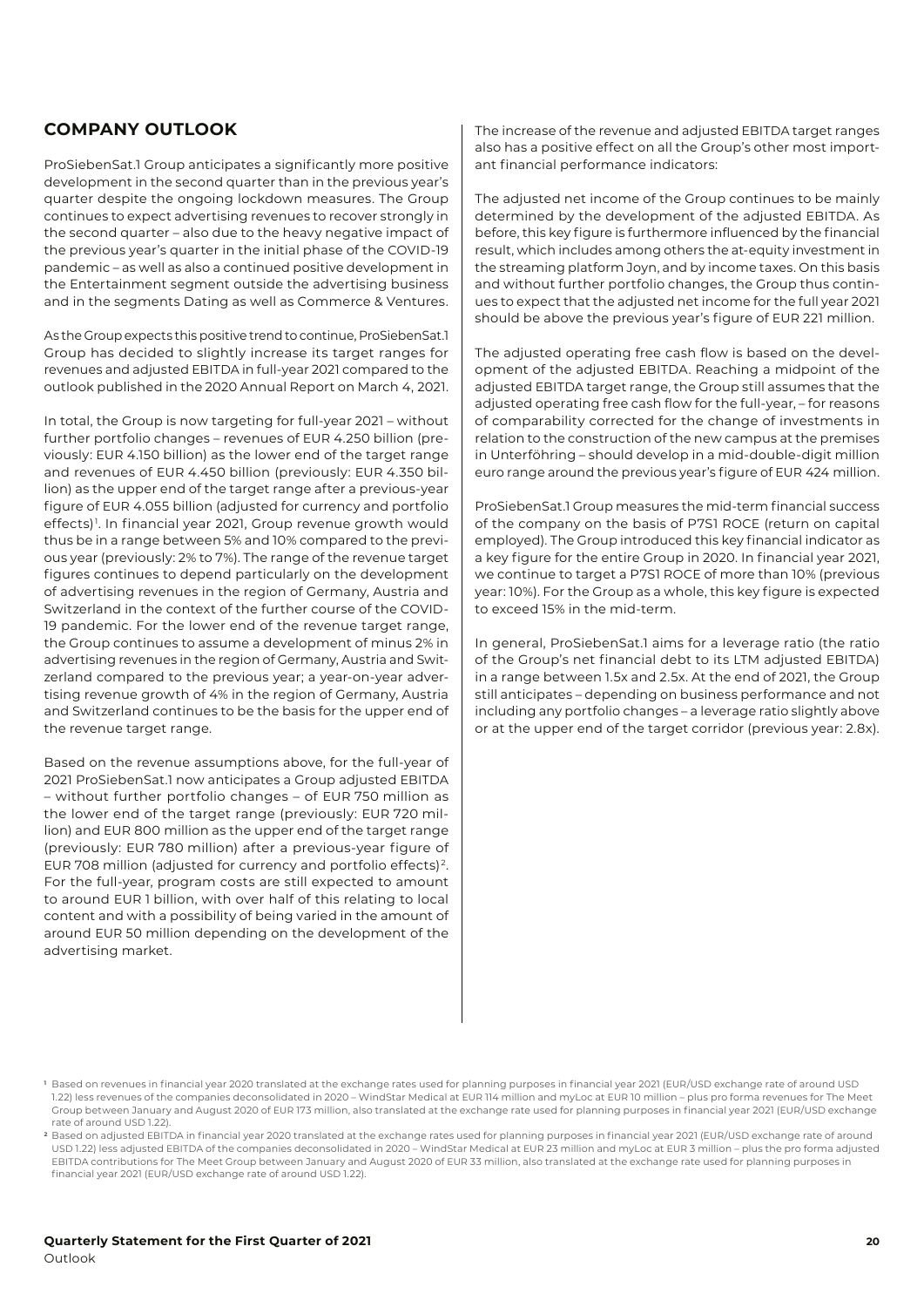## COMPANY OUTLOOK

ProSiebenSat.1 Group anticipates a significantly more positive development in the second quarter than in the previous year's quarter despite the ongoing lockdown measures. The Group continues to expect advertising revenues to recover strongly in the second quarter – also due to the heavy negative impact of the previous year's quarter in the initial phase of the COVID-19 pandemic – as well as also a continued positive development in the Entertainment segment outside the advertising business and in the segments Dating as well as Commerce & Ventures.

As the Group expects this positive trend to continue, ProSiebenSat.1 Group has decided to slightly increase its target ranges for revenues and adjusted EBITDA in full-year 2021 compared to the outlook published in the 2020 Annual Report on March 4, 2021.

In total, the Group is now targeting for full-year 2021 – without further portfolio changes – revenues of EUR 4.250 billion (previously: EUR 4.150 billion) as the lower end of the target range and revenues of EUR 4.450 billion (previously: EUR 4.350 billion) as the upper end of the target range after a previous-year figure of EUR 4.055 billion (adjusted for currency and portfolio effects)[1]. In financial year 2021, Group revenue growth would thus be in a range between 5% and 10% compared to the previous year (previously: 2% to 7%). The range of the revenue target figures continues to depend particularly on the development of advertising revenues in the region of Germany, Austria and Switzerland in the context of the further course of the COVID-19 pandemic. For the lower end of the revenue target range, the Group continues to assume a development of minus 2% in advertising revenues in the region of Germany, Austria and Switzerland compared to the previous year; a year-on-year advertising revenue growth of 4% in the region of Germany, Austria and Switzerland continues to be the basis for the upper end of the revenue target range.

Based on the revenue assumptions above, for the full-year of 2021 ProSiebenSat.1 now anticipates a Group adjusted EBITDA – without further portfolio changes – of EUR 750 million as the lower end of the target range (previously: EUR 720 million) and EUR 800 million as the upper end of the target range (previously: EUR 780 million) after a previous-year figure of EUR 708 million (adjusted for currency and portfolio effects)[2]. For the full-year, program costs are still expected to amount to around EUR 1 billion, with over half of this relating to local content and with a possibility of being varied in the amount of around EUR 50 million depending on the development of the advertising market.

The increase of the revenue and adjusted EBITDA target ranges also has a positive effect on all the Group's other most important financial performance indicators:

The adjusted net income of the Group continues to be mainly determined by the development of the adjusted EBITDA. As before, this key figure is furthermore influenced by the financial result, which includes among others the at-equity investment in the streaming platform Joyn, and by income taxes. On this basis and without further portfolio changes, the Group thus continues to expect that the adjusted net income for the full year 2021 should be above the previous year's figure of EUR 221 million.

The adjusted operating free cash flow is based on the development of the adjusted EBITDA. Reaching a midpoint of the adjusted EBITDA target range, the Group still assumes that the adjusted operating free cash flow for the full-year, – for reasons of comparability corrected for the change of investments in relation to the construction of the new campus at the premises in Unterföhring – should develop in a mid-double-digit million euro range around the previous year's figure of EUR 424 million.

ProSiebenSat.1 Group measures the mid-term financial success of the company on the basis of P7S1 ROCE (return on capital employed). The Group introduced this key financial indicator as a key figure for the entire Group in 2020. In financial year 2021, we continue to target a P7S1 ROCE of more than 10% (previous year: 10%). For the Group as a whole, this key figure is expected to exceed 15% in the mid-term.

In general, ProSiebenSat.1 aims for a leverage ratio (the ratio of the Group's net financial debt to its LTM adjusted EBITDA) in a range between 1.5x and 2.5x. At the end of 2021, the Group still anticipates – depending on business performance and not including any portfolio changes – a leverage ratio slightly above or at the upper end of the target corridor (previous year: 2.8x).

[1] Based on revenues in financial year 2020 translated at the exchange rates used for planning purposes in financial year 2021 (EUR/USD exchange rate of around USD 1.22) less revenues of the companies deconsolidated in 2020 – WindStar Medical at EUR 114 million and myLoc at EUR 10 million – plus pro forma revenues for The Meet Group between January and August 2020 of EUR 173 million, also translated at the exchange rate used for planning purposes in financial year 2021 (EUR/USD exchange rate of around USD 1.22).

[2] Based on adjusted EBITDA in financial year 2020 translated at the exchange rates used for planning purposes in financial year 2021 (EUR/USD exchange rate of around USD 1.22) less adjusted EBITDA of the companies deconsolidated in 2020 – WindStar Medical at EUR 23 million and myLoc at EUR 3 million – plus the pro forma adjusted EBITDA contributions for The Meet Group between January and August 2020 of EUR 33 million, also translated at the exchange rate used for planning purposes in financial year 2021 (EUR/USD exchange rate of around USD 1.22).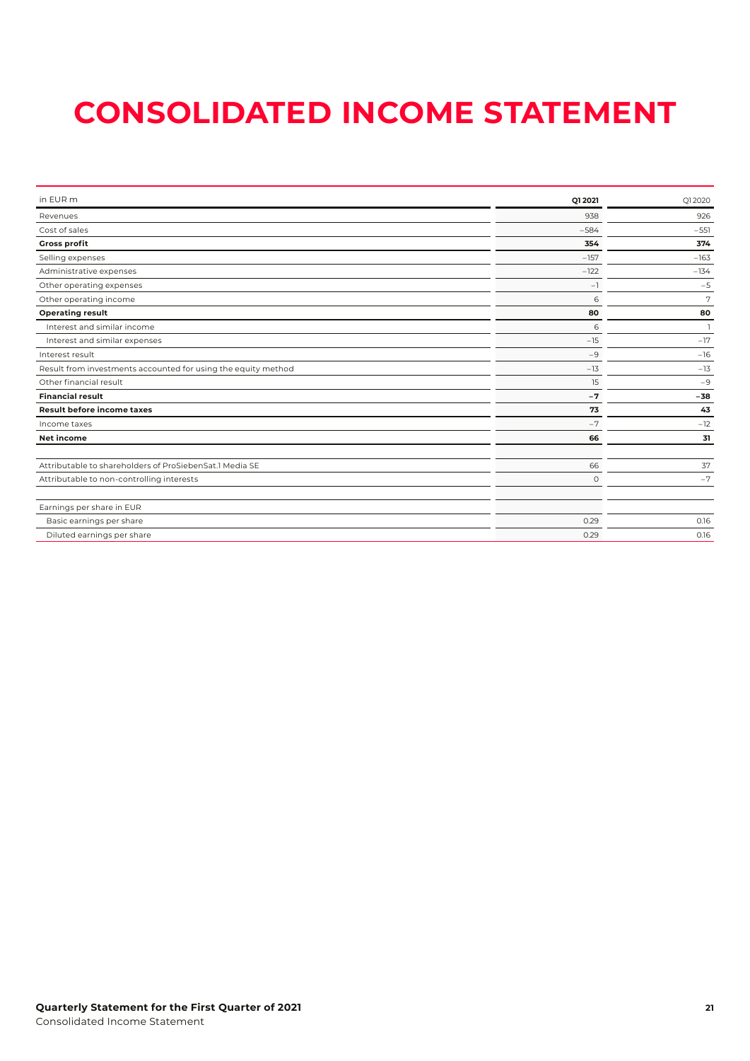# CONSOLIDATED INCOME STATEMENT

| in EUR m | Q1 2021 | Q1 2020 |
|---|---|---|
| Revenues | 938 | 926 |
| Cost of sales | −584 | −551 |
| **Gross profit** | **354** | **374** |
| Selling expenses | −157 | −163 |
| Administrative expenses | −122 | −134 |
| Other operating expenses | −1 | −5 |
| Other operating income | 6 | 7 |
| **Operating result** | **80** | **80** |
| Interest and similar income | 6 | 1 |
| Interest and similar expenses | −15 | −17 |
| Interest result | −9 | −16 |
| Result from investments accounted for using the equity method | −13 | −13 |
| Other financial result | 15 | −9 |
| **Financial result** | **−7** | **−38** |
| **Result before income taxes** | **73** | **43** |
| Income taxes | −7 | −12 |
| **Net income** | **66** | **31** |
| | | |
| Attributable to shareholders of ProSiebenSat.1 Media SE | 66 | 37 |
| Attributable to non-controlling interests | 0 | −7 |
| | | |
| Earnings per share in EUR | | |
| Basic earnings per share | 0.29 | 0.16 |
| Diluted earnings per share | 0.29 | 0.16 |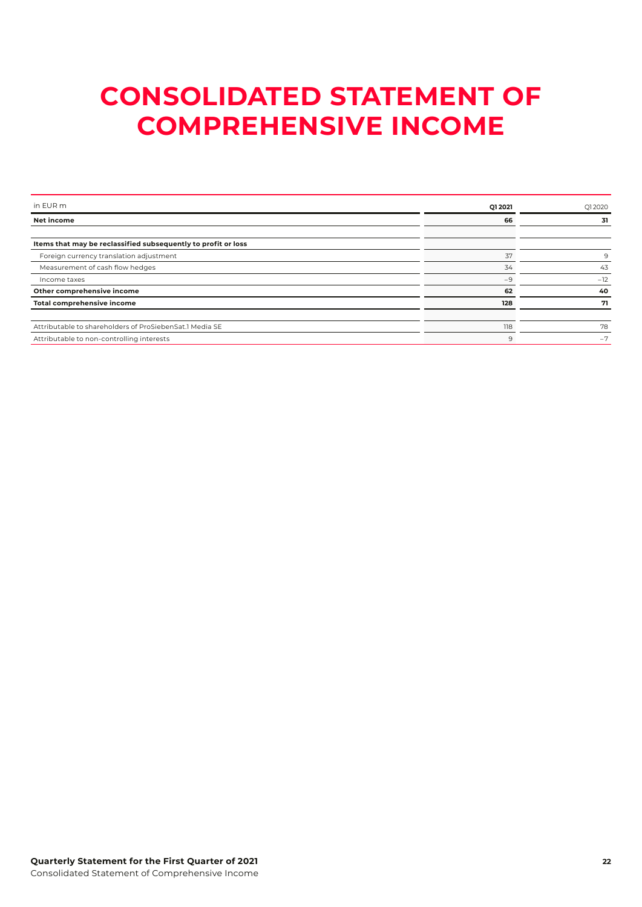# CONSOLIDATED STATEMENT OF COMPREHENSIVE INCOME

| in EUR m | Q1 2021 | Q1 2020 |
|---|---|---|
| **Net income** | **66** | **31** |
| | | |
| **Items that may be reclassified subsequently to profit or loss** | | |
| Foreign currency translation adjustment | 37 | 9 |
| Measurement of cash flow hedges | 34 | 43 |
| Income taxes | −9 | −12 |
| **Other comprehensive income** | **62** | **40** |
| **Total comprehensive income** | **128** | **71** |
| | | |
| Attributable to shareholders of ProSiebenSat.1 Media SE | 118 | 78 |
| Attributable to non-controlling interests | 9 | −7 |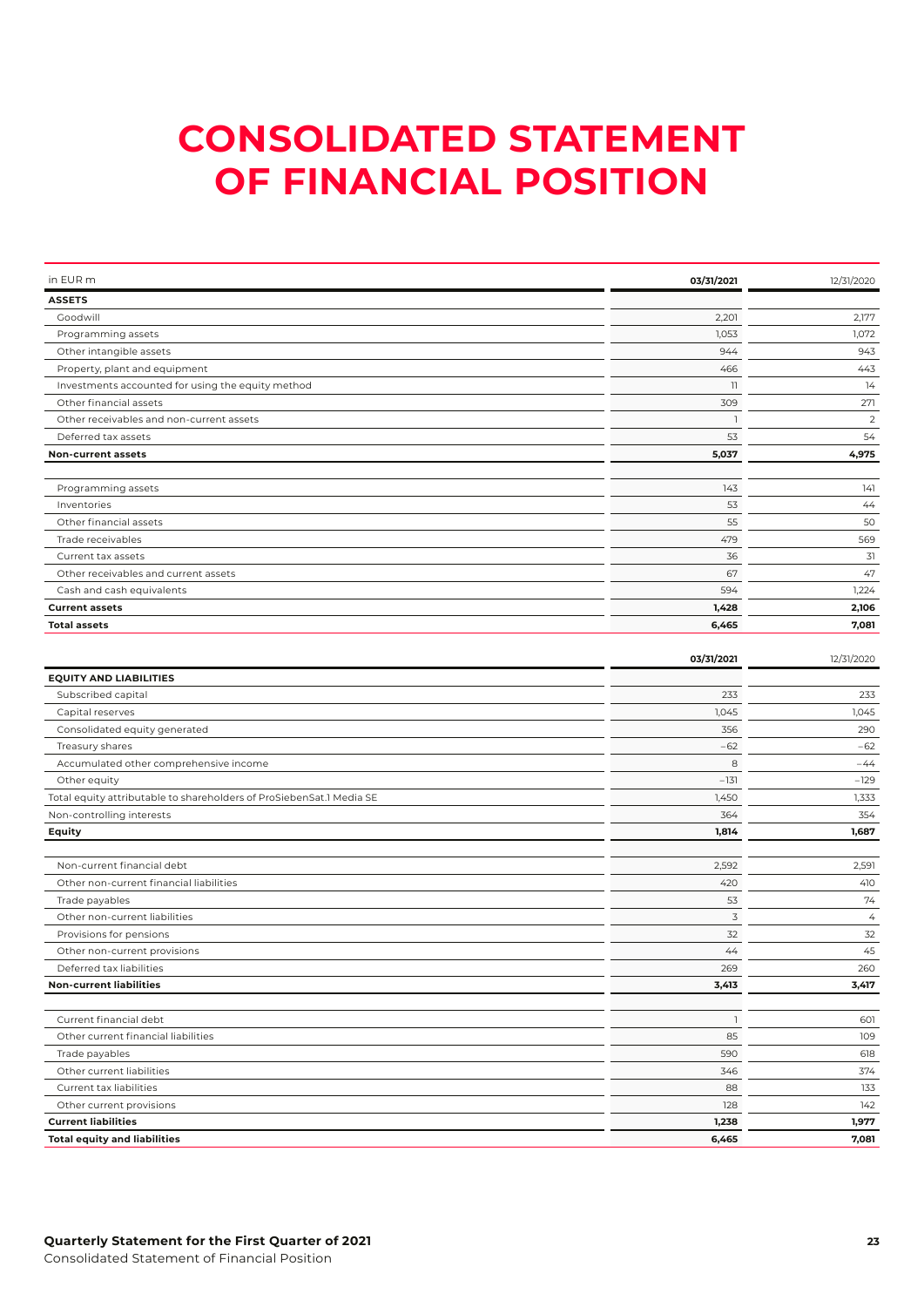# CONSOLIDATED STATEMENT OF FINANCIAL POSITION

| in EUR m | 03/31/2021 | 12/31/2020 |
|---|---|---|
| **ASSETS** | | |
| Goodwill | 2,201 | 2,177 |
| Programming assets | 1,053 | 1,072 |
| Other intangible assets | 944 | 943 |
| Property, plant and equipment | 466 | 443 |
| Investments accounted for using the equity method | 11 | 14 |
| Other financial assets | 309 | 271 |
| Other receivables and non-current assets | 1 | 2 |
| Deferred tax assets | 53 | 54 |
| **Non-current assets** | **5,037** | **4,975** |
| | | |
| Programming assets | 143 | 141 |
| Inventories | 53 | 44 |
| Other financial assets | 55 | 50 |
| Trade receivables | 479 | 569 |
| Current tax assets | 36 | 31 |
| Other receivables and current assets | 67 | 47 |
| Cash and cash equivalents | 594 | 1,224 |
| **Current assets** | **1,428** | **2,106** |
| **Total assets** | **6,465** | **7,081** |

| | 03/31/2021 | 12/31/2020 |
|---|---|---|
| **EQUITY AND LIABILITIES** | | |
| Subscribed capital | 233 | 233 |
| Capital reserves | 1,045 | 1,045 |
| Consolidated equity generated | 356 | 290 |
| Treasury shares | −62 | −62 |
| Accumulated other comprehensive income | 8 | −44 |
| Other equity | −131 | −129 |
| Total equity attributable to shareholders of ProSiebenSat.1 Media SE | 1,450 | 1,333 |
| Non-controlling interests | 364 | 354 |
| **Equity** | **1,814** | **1,687** |
| | | |
| Non-current financial debt | 2,592 | 2,591 |
| Other non-current financial liabilities | 420 | 410 |
| Trade payables | 53 | 74 |
| Other non-current liabilities | 3 | 4 |
| Provisions for pensions | 32 | 32 |
| Other non-current provisions | 44 | 45 |
| Deferred tax liabilities | 269 | 260 |
| **Non-current liabilities** | **3,413** | **3,417** |
| | | |
| Current financial debt | 1 | 601 |
| Other current financial liabilities | 85 | 109 |
| Trade payables | 590 | 618 |
| Other current liabilities | 346 | 374 |
| Current tax liabilities | 88 | 133 |
| Other current provisions | 128 | 142 |
| **Current liabilities** | **1,238** | **1,977** |
| **Total equity and liabilities** | **6,465** | **7,081** |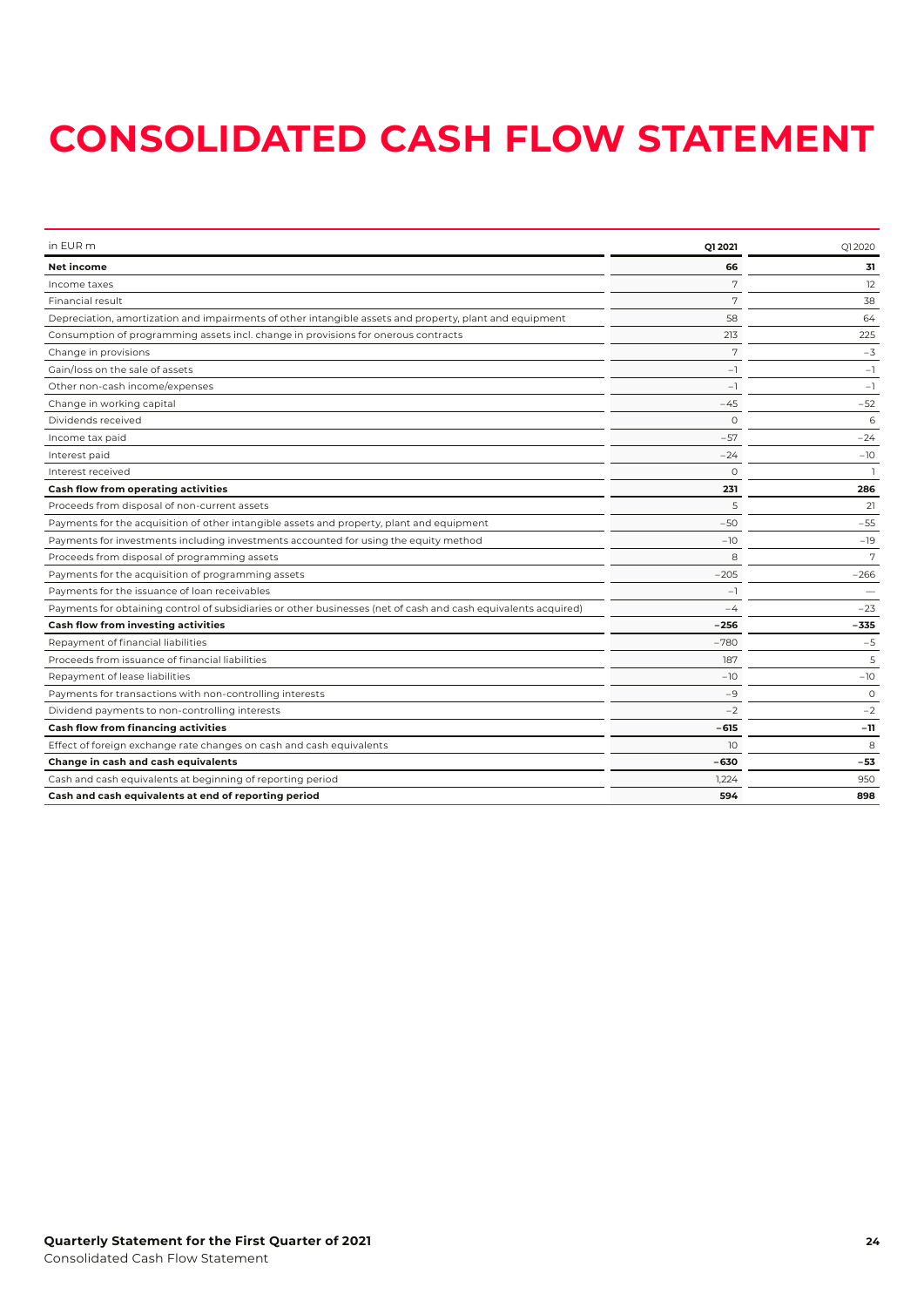# CONSOLIDATED CASH FLOW STATEMENT

| in EUR m | Q1 2021 | Q1 2020 |
|---|---|---|
| **Net income** | **66** | **31** |
| Income taxes | 7 | 12 |
| Financial result | 7 | 38 |
| Depreciation, amortization and impairments of other intangible assets and property, plant and equipment | 58 | 64 |
| Consumption of programming assets incl. change in provisions for onerous contracts | 213 | 225 |
| Change in provisions | 7 | –3 |
| Gain/loss on the sale of assets | –1 | –1 |
| Other non-cash income/expenses | –1 | –1 |
| Change in working capital | –45 | –52 |
| Dividends received | 0 | 6 |
| Income tax paid | –57 | –24 |
| Interest paid | –24 | –10 |
| Interest received | 0 | 1 |
| **Cash flow from operating activities** | **231** | **286** |
| Proceeds from disposal of non-current assets | 5 | 21 |
| Payments for the acquisition of other intangible assets and property, plant and equipment | –50 | –55 |
| Payments for investments including investments accounted for using the equity method | –10 | –19 |
| Proceeds from disposal of programming assets | 8 | 7 |
| Payments for the acquisition of programming assets | –205 | –266 |
| Payments for the issuance of loan receivables | –1 | — |
| Payments for obtaining control of subsidiaries or other businesses (net of cash and cash equivalents acquired) | –4 | –23 |
| **Cash flow from investing activities** | **–256** | **–335** |
| Repayment of financial liabilities | –780 | –5 |
| Proceeds from issuance of financial liabilities | 187 | 5 |
| Repayment of lease liabilities | –10 | –10 |
| Payments for transactions with non-controlling interests | –9 | 0 |
| Dividend payments to non-controlling interests | –2 | –2 |
| **Cash flow from financing activities** | **–615** | **–11** |
| Effect of foreign exchange rate changes on cash and cash equivalents | 10 | 8 |
| **Change in cash and cash equivalents** | **–630** | **–53** |
| Cash and cash equivalents at beginning of reporting period | 1,224 | 950 |
| **Cash and cash equivalents at end of reporting period** | **594** | **898** |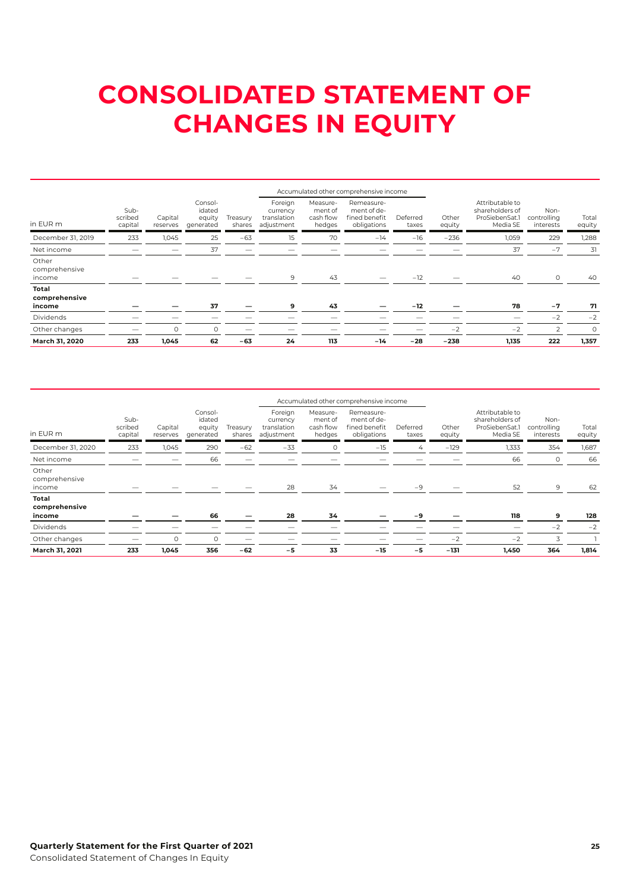# CONSOLIDATED STATEMENT OF CHANGES IN EQUITY

| in EUR m | Sub-scribed capital | Capital reserves | Consol-idated equity generated | Treasury shares | Accumulated other comprehensive income | | | | Other equity | Attributable to shareholders of ProSiebenSat.1 Media SE | Non-controlling interests | Total equity |
|---|---|---|---|---|---|---|---|---|---|---|---|---|
| | | | | | Foreign currency translation adjustment | Measure-ment of cash flow hedges | Remeasure-ment of de-fined benefit obligations | Deferred taxes | | | | |
| December 31, 2019 | 233 | 1,045 | 25 | −63 | 15 | 70 | −14 | −16 | −236 | 1,059 | 229 | 1,288 |
| Net income | — | — | 37 | — | — | — | — | — | — | 37 | −7 | 31 |
| Other comprehensive income | — | — | — | — | 9 | 43 | — | −12 | — | 40 | 0 | 40 |
| **Total comprehensive income** | **—** | **—** | **37** | **—** | **9** | **43** | **—** | **−12** | **—** | **78** | **−7** | **71** |
| Dividends | — | — | — | — | — | — | — | — | — | — | −2 | −2 |
| Other changes | — | 0 | 0 | — | — | — | — | — | −2 | −2 | 2 | 0 |
| **March 31, 2020** | **233** | **1,045** | **62** | **−63** | **24** | **113** | **−14** | **−28** | **−238** | **1,135** | **222** | **1,357** |

| in EUR m | Sub-scribed capital | Capital reserves | Consol-idated equity generated | Treasury shares | Accumulated other comprehensive income | | | | Other equity | Attributable to shareholders of ProSiebenSat.1 Media SE | Non-controlling interests | Total equity |
|---|---|---|---|---|---|---|---|---|---|---|---|---|
| | | | | | Foreign currency translation adjustment | Measure-ment of cash flow hedges | Remeasure-ment of de-fined benefit obligations | Deferred taxes | | | | |
| December 31, 2020 | 233 | 1,045 | 290 | −62 | −33 | 0 | −15 | 4 | −129 | 1,333 | 354 | 1,687 |
| Net income | — | — | 66 | — | — | — | — | — | — | 66 | 0 | 66 |
| Other comprehensive income | — | — | — | — | 28 | 34 | — | −9 | — | 52 | 9 | 62 |
| **Total comprehensive income** | **—** | **—** | **66** | **—** | **28** | **34** | **—** | **−9** | **—** | **118** | **9** | **128** |
| Dividends | — | — | — | — | — | — | — | — | — | — | −2 | −2 |
| Other changes | — | 0 | 0 | — | — | — | — | — | −2 | −2 | 3 | 1 |
| **March 31, 2021** | **233** | **1,045** | **356** | **−62** | **−5** | **33** | **−15** | **−5** | **−131** | **1,450** | **364** | **1,814** |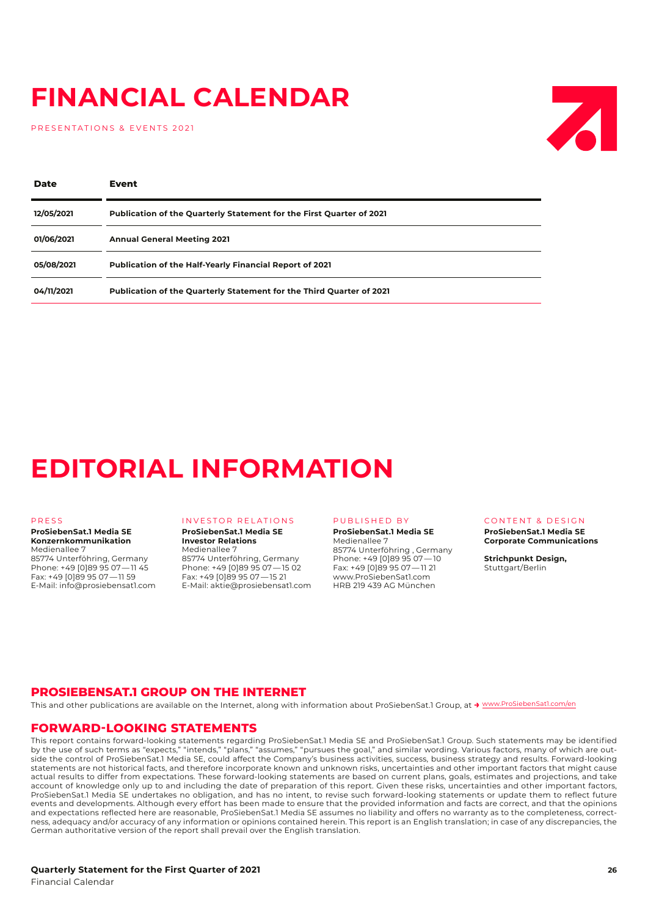# FINANCIAL CALENDAR

PRESENTATIONS & EVENTS 2021

| Date | Event |
|---|---|
| 12/05/2021 | Publication of the Quarterly Statement for the First Quarter of 2021 |
| 01/06/2021 | Annual General Meeting 2021 |
| 05/08/2021 | Publication of the Half-Yearly Financial Report of 2021 |
| 04/11/2021 | Publication of the Quarterly Statement for the Third Quarter of 2021 |

# EDITORIAL INFORMATION

PRESS

**ProSiebenSat.1 Media SE**
**Konzernkommunikation**
Medienallee 7
85774 Unterföhring, Germany
Phone: +49 [0]89 95 07 — 11 45
Fax: +49 [0]89 95 07 — 11 59
E-Mail: info@prosiebensat1.com

INVESTOR RELATIONS

**ProSiebenSat.1 Media SE**
**Investor Relations**
Medienallee 7
85774 Unterföhring, Germany
Phone: +49 [0]89 95 07 — 15 02
Fax: +49 [0]89 95 07 — 15 21
E-Mail: aktie@prosiebensat1.com

PUBLISHED BY

**ProSiebenSat.1 Media SE**
Medienallee 7
85774 Unterföhring , Germany
Phone: +49 [0]89 95 07 — 10
Fax: +49 [0]89 95 07 — 11 21
www.ProSiebenSat1.com
HRB 219 439 AG München

CONTENT & DESIGN

**ProSiebenSat.1 Media SE**
**Corporate Communications**

**Strichpunkt Design,**
Stuttgart/Berlin

## PROSIEBENSAT.1 GROUP ON THE INTERNET

This and other publications are available on the Internet, along with information about ProSiebenSat.1 Group, at → www.ProSiebenSat1.com/en

## FORWARD-LOOKING STATEMENTS

This report contains forward-looking statements regarding ProSiebenSat.1 Media SE and ProSiebenSat.1 Group. Such statements may be identified by the use of such terms as "expects," "intends," "plans," "assumes," "pursues the goal," and similar wording. Various factors, many of which are outside the control of ProSiebenSat.1 Media SE, could affect the Company's business activities, success, business strategy and results. Forward-looking statements are not historical facts, and therefore incorporate known and unknown risks, uncertainties and other important factors that might cause actual results to differ from expectations. These forward-looking statements are based on current plans, goals, estimates and projections, and take account of knowledge only up to and including the date of preparation of this report. Given these risks, uncertainties and other important factors, ProSiebenSat.1 Media SE undertakes no obligation, and has no intent, to revise such forward-looking statements or update them to reflect future events and developments. Although every effort has been made to ensure that the provided information and facts are correct, and that the opinions and expectations reflected here are reasonable, ProSiebenSat.1 Media SE assumes no liability and offers no warranty as to the completeness, correctness, adequacy and/or accuracy of any information or opinions contained herein. This report is an English translation; in case of any discrepancies, the German authoritative version of the report shall prevail over the English translation.